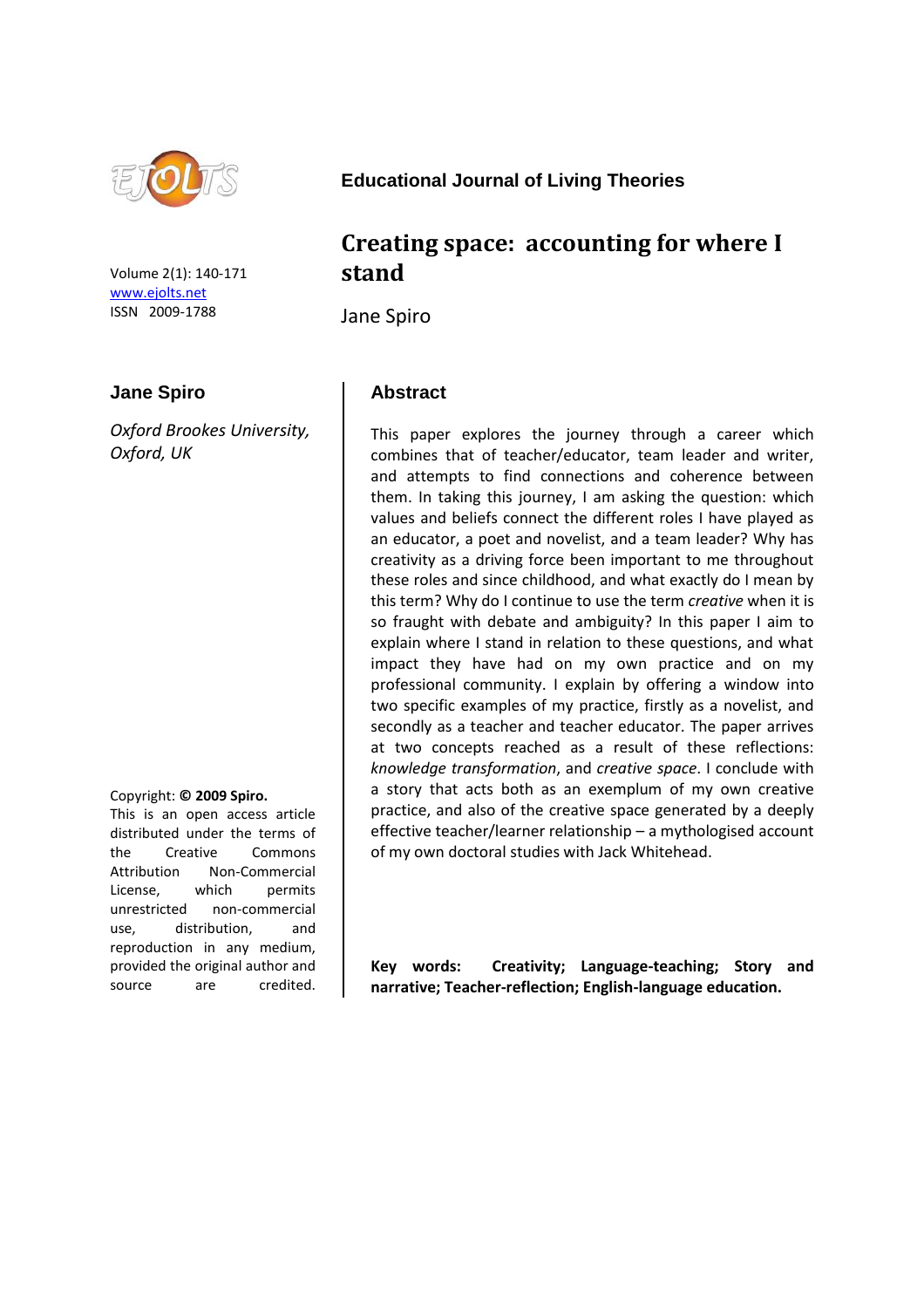**Educational Journal of Living Theories**

Volume 2(1): 140-171
www.ejolts.net
ISSN 2009-1788

# Creating space: accounting for where I stand

Jane Spiro

**Jane Spiro**

*Oxford Brookes University, Oxford, UK*

## Abstract

This paper explores the journey through a career which combines that of teacher/educator, team leader and writer, and attempts to find connections and coherence between them. In taking this journey, I am asking the question: which values and beliefs connect the different roles I have played as an educator, a poet and novelist, and a team leader? Why has creativity as a driving force been important to me throughout these roles and since childhood, and what exactly do I mean by this term? Why do I continue to use the term *creative* when it is so fraught with debate and ambiguity? In this paper I aim to explain where I stand in relation to these questions, and what impact they have had on my own practice and on my professional community. I explain by offering a window into two specific examples of my practice, firstly as a novelist, and secondly as a teacher and teacher educator. The paper arrives at two concepts reached as a result of these reflections: *knowledge transformation*, and *creative space*. I conclude with a story that acts both as an exemplum of my own creative practice, and also of the creative space generated by a deeply effective teacher/learner relationship – a mythologised account of my own doctoral studies with Jack Whitehead.

**Key words: Creativity; Language-teaching; Story and narrative; Teacher-reflection; English-language education.**

Copyright: **© 2009 Spiro.** This is an open access article distributed under the terms of the Creative Commons Attribution Non-Commercial License, which permits unrestricted non-commercial use, distribution, and reproduction in any medium, provided the original author and source are credited.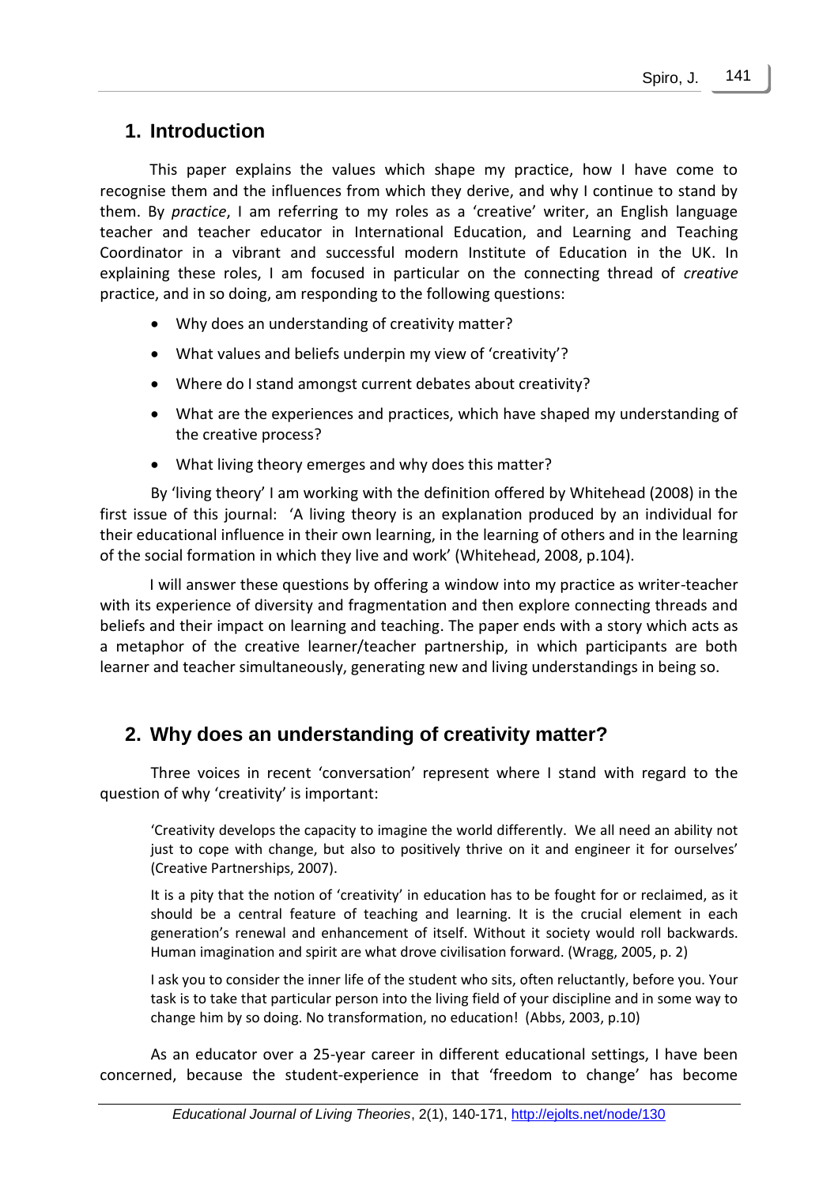## 1. Introduction

This paper explains the values which shape my practice, how I have come to recognise them and the influences from which they derive, and why I continue to stand by them. By *practice*, I am referring to my roles as a 'creative' writer, an English language teacher and teacher educator in International Education, and Learning and Teaching Coordinator in a vibrant and successful modern Institute of Education in the UK. In explaining these roles, I am focused in particular on the connecting thread of *creative* practice, and in so doing, am responding to the following questions:

- Why does an understanding of creativity matter?
- What values and beliefs underpin my view of 'creativity'?
- Where do I stand amongst current debates about creativity?
- What are the experiences and practices, which have shaped my understanding of the creative process?
- What living theory emerges and why does this matter?

By 'living theory' I am working with the definition offered by Whitehead (2008) in the first issue of this journal: 'A living theory is an explanation produced by an individual for their educational influence in their own learning, in the learning of others and in the learning of the social formation in which they live and work' (Whitehead, 2008, p.104).

I will answer these questions by offering a window into my practice as writer-teacher with its experience of diversity and fragmentation and then explore connecting threads and beliefs and their impact on learning and teaching. The paper ends with a story which acts as a metaphor of the creative learner/teacher partnership, in which participants are both learner and teacher simultaneously, generating new and living understandings in being so.

## 2. Why does an understanding of creativity matter?

Three voices in recent 'conversation' represent where I stand with regard to the question of why 'creativity' is important:

> 'Creativity develops the capacity to imagine the world differently. We all need an ability not just to cope with change, but also to positively thrive on it and engineer it for ourselves' (Creative Partnerships, 2007).

> It is a pity that the notion of 'creativity' in education has to be fought for or reclaimed, as it should be a central feature of teaching and learning. It is the crucial element in each generation's renewal and enhancement of itself. Without it society would roll backwards. Human imagination and spirit are what drove civilisation forward. (Wragg, 2005, p. 2)

> I ask you to consider the inner life of the student who sits, often reluctantly, before you. Your task is to take that particular person into the living field of your discipline and in some way to change him by so doing. No transformation, no education! (Abbs, 2003, p.10)

As an educator over a 25-year career in different educational settings, I have been concerned, because the student-experience in that 'freedom to change' has become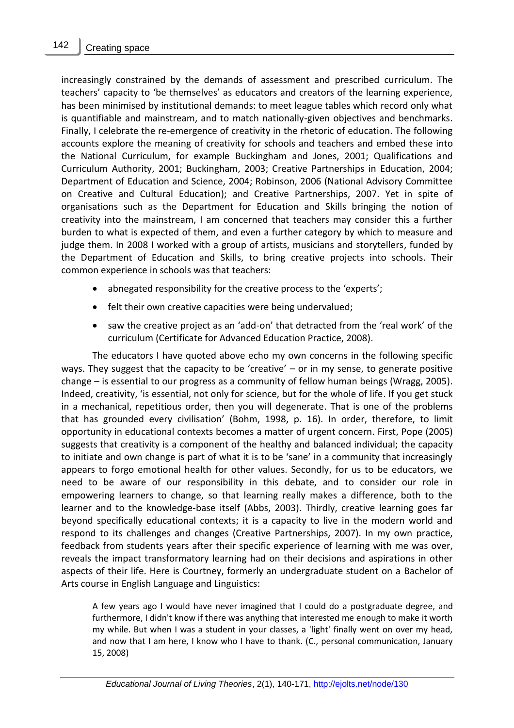increasingly constrained by the demands of assessment and prescribed curriculum. The teachers' capacity to 'be themselves' as educators and creators of the learning experience, has been minimised by institutional demands: to meet league tables which record only what is quantifiable and mainstream, and to match nationally-given objectives and benchmarks. Finally, I celebrate the re-emergence of creativity in the rhetoric of education. The following accounts explore the meaning of creativity for schools and teachers and embed these into the National Curriculum, for example Buckingham and Jones, 2001; Qualifications and Curriculum Authority, 2001; Buckingham, 2003; Creative Partnerships in Education, 2004; Department of Education and Science, 2004; Robinson, 2006 (National Advisory Committee on Creative and Cultural Education); and Creative Partnerships, 2007. Yet in spite of organisations such as the Department for Education and Skills bringing the notion of creativity into the mainstream, I am concerned that teachers may consider this a further burden to what is expected of them, and even a further category by which to measure and judge them. In 2008 I worked with a group of artists, musicians and storytellers, funded by the Department of Education and Skills, to bring creative projects into schools. Their common experience in schools was that teachers:

- abnegated responsibility for the creative process to the 'experts';
- felt their own creative capacities were being undervalued;
- saw the creative project as an 'add-on' that detracted from the 'real work' of the curriculum (Certificate for Advanced Education Practice, 2008).

The educators I have quoted above echo my own concerns in the following specific ways. They suggest that the capacity to be 'creative' – or in my sense, to generate positive change – is essential to our progress as a community of fellow human beings (Wragg, 2005). Indeed, creativity, 'is essential, not only for science, but for the whole of life. If you get stuck in a mechanical, repetitious order, then you will degenerate. That is one of the problems that has grounded every civilisation' (Bohm, 1998, p. 16). In order, therefore, to limit opportunity in educational contexts becomes a matter of urgent concern. First, Pope (2005) suggests that creativity is a component of the healthy and balanced individual; the capacity to initiate and own change is part of what it is to be 'sane' in a community that increasingly appears to forgo emotional health for other values. Secondly, for us to be educators, we need to be aware of our responsibility in this debate, and to consider our role in empowering learners to change, so that learning really makes a difference, both to the learner and to the knowledge-base itself (Abbs, 2003). Thirdly, creative learning goes far beyond specifically educational contexts; it is a capacity to live in the modern world and respond to its challenges and changes (Creative Partnerships, 2007). In my own practice, feedback from students years after their specific experience of learning with me was over, reveals the impact transformatory learning had on their decisions and aspirations in other aspects of their life. Here is Courtney, formerly an undergraduate student on a Bachelor of Arts course in English Language and Linguistics:

> A few years ago I would have never imagined that I could do a postgraduate degree, and furthermore, I didn't know if there was anything that interested me enough to make it worth my while. But when I was a student in your classes, a 'light' finally went on over my head, and now that I am here, I know who I have to thank. (C., personal communication, January 15, 2008)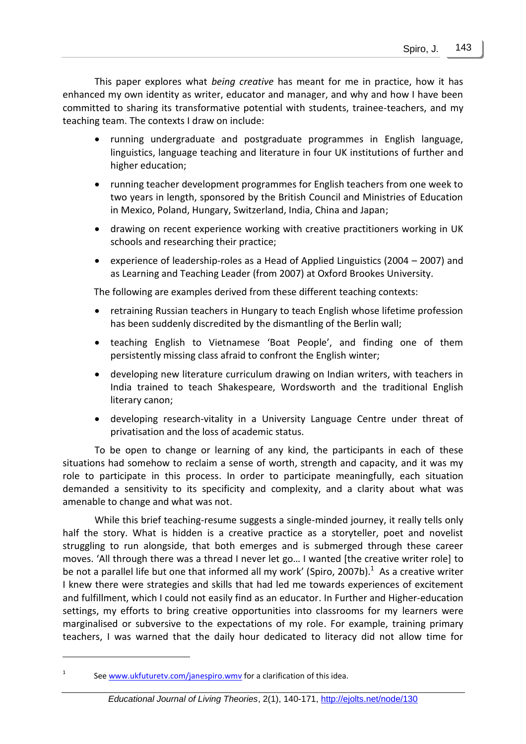This paper explores what *being creative* has meant for me in practice, how it has enhanced my own identity as writer, educator and manager, and why and how I have been committed to sharing its transformative potential with students, trainee-teachers, and my teaching team. The contexts I draw on include:

- running undergraduate and postgraduate programmes in English language, linguistics, language teaching and literature in four UK institutions of further and higher education;
- running teacher development programmes for English teachers from one week to two years in length, sponsored by the British Council and Ministries of Education in Mexico, Poland, Hungary, Switzerland, India, China and Japan;
- drawing on recent experience working with creative practitioners working in UK schools and researching their practice;
- experience of leadership-roles as a Head of Applied Linguistics (2004 – 2007) and as Learning and Teaching Leader (from 2007) at Oxford Brookes University.

The following are examples derived from these different teaching contexts:

- retraining Russian teachers in Hungary to teach English whose lifetime profession has been suddenly discredited by the dismantling of the Berlin wall;
- teaching English to Vietnamese 'Boat People', and finding one of them persistently missing class afraid to confront the English winter;
- developing new literature curriculum drawing on Indian writers, with teachers in India trained to teach Shakespeare, Wordsworth and the traditional English literary canon;
- developing research-vitality in a University Language Centre under threat of privatisation and the loss of academic status.

To be open to change or learning of any kind, the participants in each of these situations had somehow to reclaim a sense of worth, strength and capacity, and it was my role to participate in this process. In order to participate meaningfully, each situation demanded a sensitivity to its specificity and complexity, and a clarity about what was amenable to change and what was not.

While this brief teaching-resume suggests a single-minded journey, it really tells only half the story. What is hidden is a creative practice as a storyteller, poet and novelist struggling to run alongside, that both emerges and is submerged through these career moves. 'All through there was a thread I never let go… I wanted [the creative writer role] to be not a parallel life but one that informed all my work' (Spiro, 2007b).[1] As a creative writer I knew there were strategies and skills that had led me towards experiences of excitement and fulfillment, which I could not easily find as an educator. In Further and Higher-education settings, my efforts to bring creative opportunities into classrooms for my learners were marginalised or subversive to the expectations of my role. For example, training primary teachers, I was warned that the daily hour dedicated to literacy did not allow time for

[1] See www.ukfuturetv.com/janespiro.wmv for a clarification of this idea.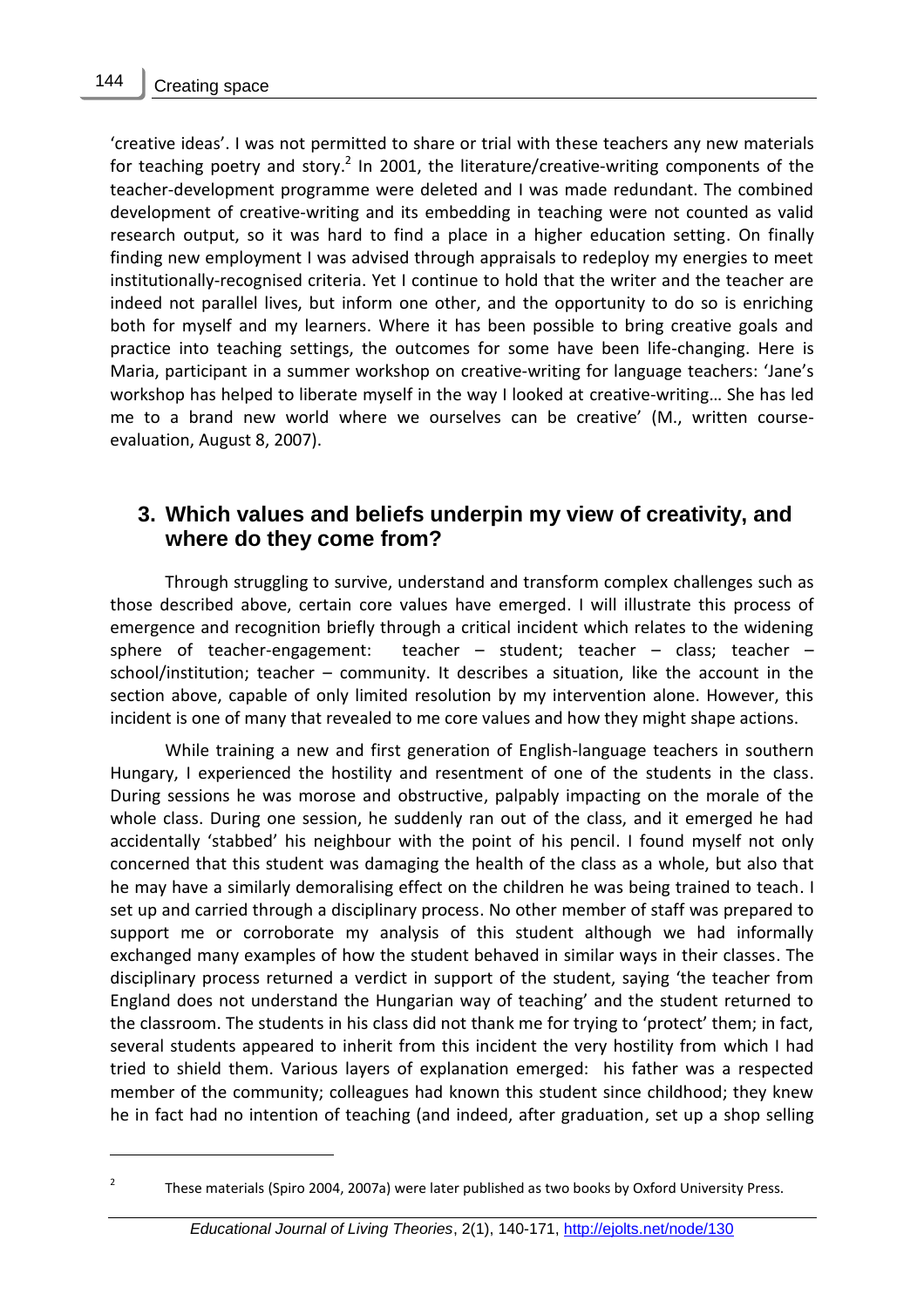'creative ideas'. I was not permitted to share or trial with these teachers any new materials for teaching poetry and story.[2] In 2001, the literature/creative-writing components of the teacher-development programme were deleted and I was made redundant. The combined development of creative-writing and its embedding in teaching were not counted as valid research output, so it was hard to find a place in a higher education setting. On finally finding new employment I was advised through appraisals to redeploy my energies to meet institutionally-recognised criteria. Yet I continue to hold that the writer and the teacher are indeed not parallel lives, but inform one other, and the opportunity to do so is enriching both for myself and my learners. Where it has been possible to bring creative goals and practice into teaching settings, the outcomes for some have been life-changing. Here is Maria, participant in a summer workshop on creative-writing for language teachers: 'Jane's workshop has helped to liberate myself in the way I looked at creative-writing… She has led me to a brand new world where we ourselves can be creative' (M., written course-evaluation, August 8, 2007).

## 3. Which values and beliefs underpin my view of creativity, and where do they come from?

Through struggling to survive, understand and transform complex challenges such as those described above, certain core values have emerged. I will illustrate this process of emergence and recognition briefly through a critical incident which relates to the widening sphere of teacher-engagement: teacher – student; teacher – class; teacher – school/institution; teacher – community. It describes a situation, like the account in the section above, capable of only limited resolution by my intervention alone. However, this incident is one of many that revealed to me core values and how they might shape actions.

While training a new and first generation of English-language teachers in southern Hungary, I experienced the hostility and resentment of one of the students in the class. During sessions he was morose and obstructive, palpably impacting on the morale of the whole class. During one session, he suddenly ran out of the class, and it emerged he had accidentally 'stabbed' his neighbour with the point of his pencil. I found myself not only concerned that this student was damaging the health of the class as a whole, but also that he may have a similarly demoralising effect on the children he was being trained to teach. I set up and carried through a disciplinary process. No other member of staff was prepared to support me or corroborate my analysis of this student although we had informally exchanged many examples of how the student behaved in similar ways in their classes. The disciplinary process returned a verdict in support of the student, saying 'the teacher from England does not understand the Hungarian way of teaching' and the student returned to the classroom. The students in his class did not thank me for trying to 'protect' them; in fact, several students appeared to inherit from this incident the very hostility from which I had tried to shield them. Various layers of explanation emerged: his father was a respected member of the community; colleagues had known this student since childhood; they knew he in fact had no intention of teaching (and indeed, after graduation, set up a shop selling

[2] These materials (Spiro 2004, 2007a) were later published as two books by Oxford University Press.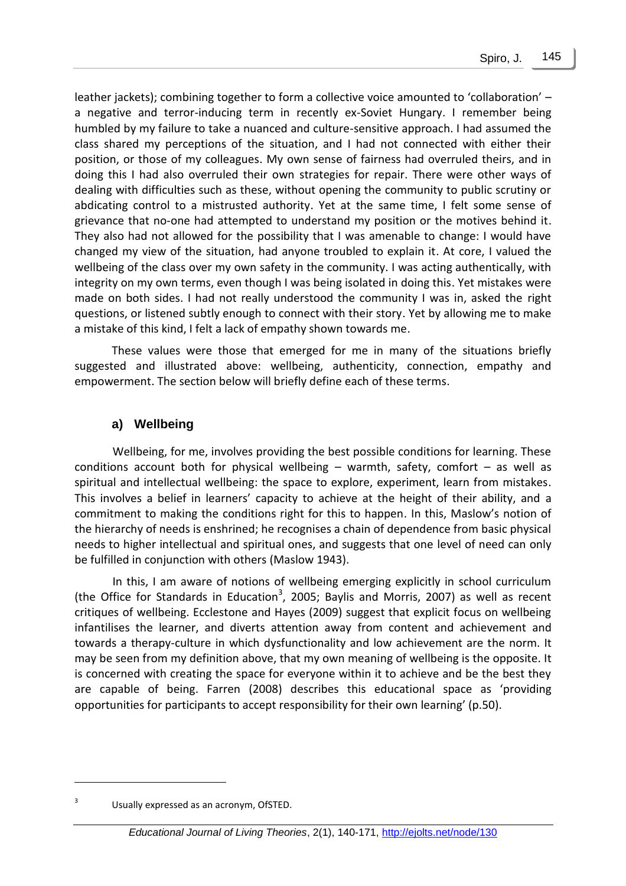leather jackets); combining together to form a collective voice amounted to 'collaboration' – a negative and terror-inducing term in recently ex-Soviet Hungary. I remember being humbled by my failure to take a nuanced and culture-sensitive approach. I had assumed the class shared my perceptions of the situation, and I had not connected with either their position, or those of my colleagues. My own sense of fairness had overruled theirs, and in doing this I had also overruled their own strategies for repair. There were other ways of dealing with difficulties such as these, without opening the community to public scrutiny or abdicating control to a mistrusted authority. Yet at the same time, I felt some sense of grievance that no-one had attempted to understand my position or the motives behind it. They also had not allowed for the possibility that I was amenable to change: I would have changed my view of the situation, had anyone troubled to explain it. At core, I valued the wellbeing of the class over my own safety in the community. I was acting authentically, with integrity on my own terms, even though I was being isolated in doing this. Yet mistakes were made on both sides. I had not really understood the community I was in, asked the right questions, or listened subtly enough to connect with their story. Yet by allowing me to make a mistake of this kind, I felt a lack of empathy shown towards me.

These values were those that emerged for me in many of the situations briefly suggested and illustrated above: wellbeing, authenticity, connection, empathy and empowerment. The section below will briefly define each of these terms.

### a) Wellbeing

Wellbeing, for me, involves providing the best possible conditions for learning. These conditions account both for physical wellbeing – warmth, safety, comfort – as well as spiritual and intellectual wellbeing: the space to explore, experiment, learn from mistakes. This involves a belief in learners' capacity to achieve at the height of their ability, and a commitment to making the conditions right for this to happen. In this, Maslow's notion of the hierarchy of needs is enshrined; he recognises a chain of dependence from basic physical needs to higher intellectual and spiritual ones, and suggests that one level of need can only be fulfilled in conjunction with others (Maslow 1943).

In this, I am aware of notions of wellbeing emerging explicitly in school curriculum (the Office for Standards in Education[3], 2005; Baylis and Morris, 2007) as well as recent critiques of wellbeing. Ecclestone and Hayes (2009) suggest that explicit focus on wellbeing infantilises the learner, and diverts attention away from content and achievement and towards a therapy-culture in which dysfunctionality and low achievement are the norm. It may be seen from my definition above, that my own meaning of wellbeing is the opposite. It is concerned with creating the space for everyone within it to achieve and be the best they are capable of being. Farren (2008) describes this educational space as 'providing opportunities for participants to accept responsibility for their own learning' (p.50).

[3] Usually expressed as an acronym, OfSTED.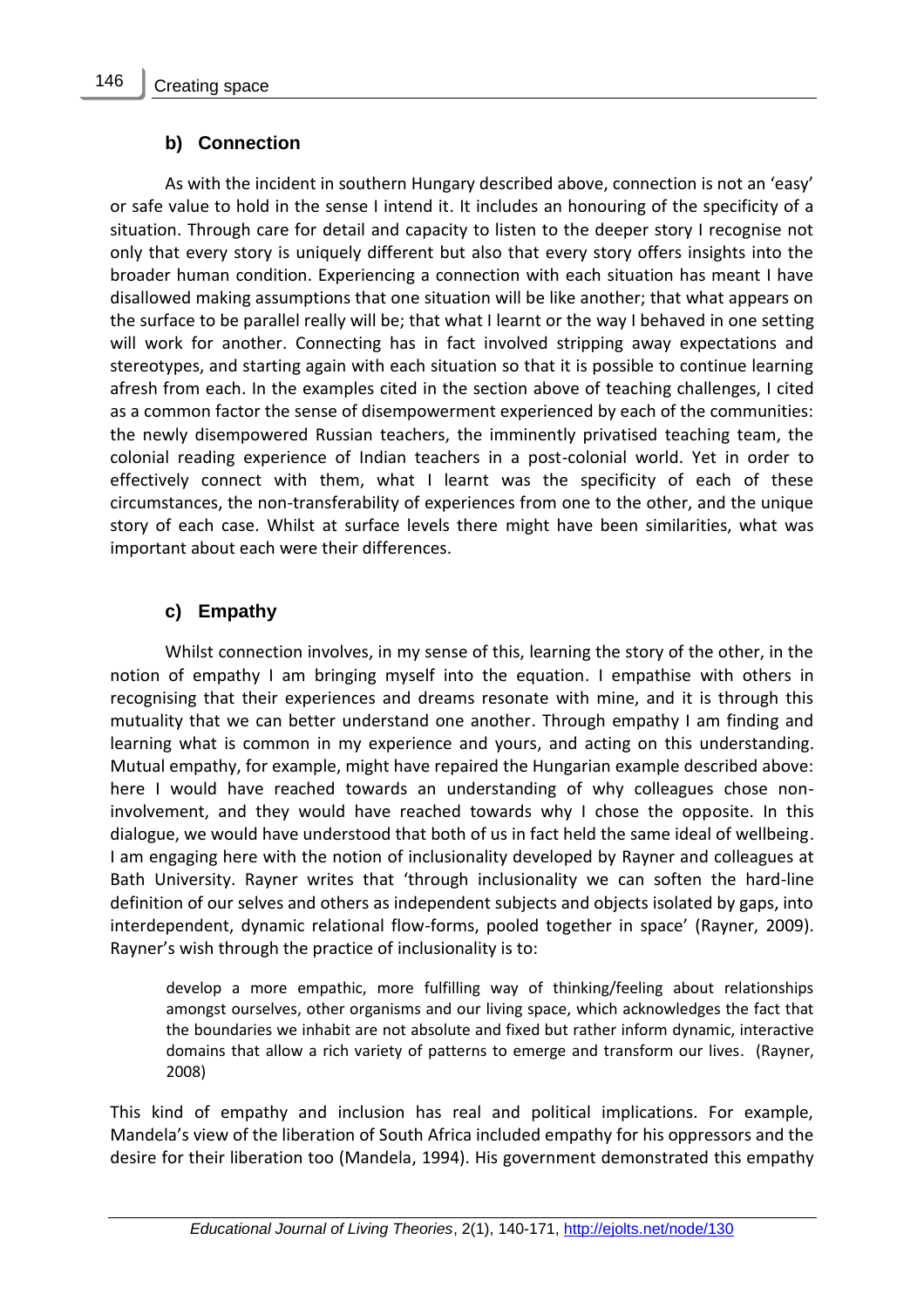### b) Connection

As with the incident in southern Hungary described above, connection is not an 'easy' or safe value to hold in the sense I intend it. It includes an honouring of the specificity of a situation. Through care for detail and capacity to listen to the deeper story I recognise not only that every story is uniquely different but also that every story offers insights into the broader human condition. Experiencing a connection with each situation has meant I have disallowed making assumptions that one situation will be like another; that what appears on the surface to be parallel really will be; that what I learnt or the way I behaved in one setting will work for another. Connecting has in fact involved stripping away expectations and stereotypes, and starting again with each situation so that it is possible to continue learning afresh from each. In the examples cited in the section above of teaching challenges, I cited as a common factor the sense of disempowerment experienced by each of the communities: the newly disempowered Russian teachers, the imminently privatised teaching team, the colonial reading experience of Indian teachers in a post-colonial world. Yet in order to effectively connect with them, what I learnt was the specificity of each of these circumstances, the non-transferability of experiences from one to the other, and the unique story of each case. Whilst at surface levels there might have been similarities, what was important about each were their differences.

### c) Empathy

Whilst connection involves, in my sense of this, learning the story of the other, in the notion of empathy I am bringing myself into the equation. I empathise with others in recognising that their experiences and dreams resonate with mine, and it is through this mutuality that we can better understand one another. Through empathy I am finding and learning what is common in my experience and yours, and acting on this understanding. Mutual empathy, for example, might have repaired the Hungarian example described above: here I would have reached towards an understanding of why colleagues chose non-involvement, and they would have reached towards why I chose the opposite. In this dialogue, we would have understood that both of us in fact held the same ideal of wellbeing. I am engaging here with the notion of inclusionality developed by Rayner and colleagues at Bath University. Rayner writes that 'through inclusionality we can soften the hard-line definition of our selves and others as independent subjects and objects isolated by gaps, into interdependent, dynamic relational flow-forms, pooled together in space' (Rayner, 2009). Rayner's wish through the practice of inclusionality is to:

> develop a more empathic, more fulfilling way of thinking/feeling about relationships amongst ourselves, other organisms and our living space, which acknowledges the fact that the boundaries we inhabit are not absolute and fixed but rather inform dynamic, interactive domains that allow a rich variety of patterns to emerge and transform our lives. (Rayner, 2008)

This kind of empathy and inclusion has real and political implications. For example, Mandela's view of the liberation of South Africa included empathy for his oppressors and the desire for their liberation too (Mandela, 1994). His government demonstrated this empathy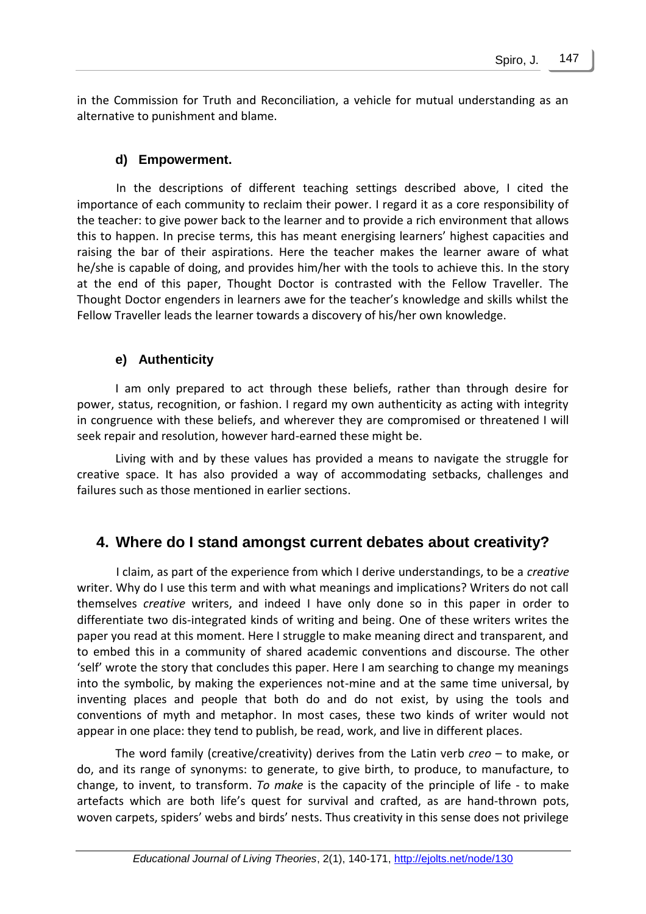in the Commission for Truth and Reconciliation, a vehicle for mutual understanding as an alternative to punishment and blame.

### d) Empowerment.

In the descriptions of different teaching settings described above, I cited the importance of each community to reclaim their power. I regard it as a core responsibility of the teacher: to give power back to the learner and to provide a rich environment that allows this to happen. In precise terms, this has meant energising learners' highest capacities and raising the bar of their aspirations. Here the teacher makes the learner aware of what he/she is capable of doing, and provides him/her with the tools to achieve this. In the story at the end of this paper, Thought Doctor is contrasted with the Fellow Traveller. The Thought Doctor engenders in learners awe for the teacher's knowledge and skills whilst the Fellow Traveller leads the learner towards a discovery of his/her own knowledge.

### e) Authenticity

I am only prepared to act through these beliefs, rather than through desire for power, status, recognition, or fashion. I regard my own authenticity as acting with integrity in congruence with these beliefs, and wherever they are compromised or threatened I will seek repair and resolution, however hard-earned these might be.

Living with and by these values has provided a means to navigate the struggle for creative space. It has also provided a way of accommodating setbacks, challenges and failures such as those mentioned in earlier sections.

## 4. Where do I stand amongst current debates about creativity?

I claim, as part of the experience from which I derive understandings, to be a *creative* writer. Why do I use this term and with what meanings and implications? Writers do not call themselves *creative* writers, and indeed I have only done so in this paper in order to differentiate two dis-integrated kinds of writing and being. One of these writers writes the paper you read at this moment. Here I struggle to make meaning direct and transparent, and to embed this in a community of shared academic conventions and discourse. The other 'self' wrote the story that concludes this paper. Here I am searching to change my meanings into the symbolic, by making the experiences not-mine and at the same time universal, by inventing places and people that both do and do not exist, by using the tools and conventions of myth and metaphor. In most cases, these two kinds of writer would not appear in one place: they tend to publish, be read, work, and live in different places.

The word family (creative/creativity) derives from the Latin verb *creo* – to make, or do, and its range of synonyms: to generate, to give birth, to produce, to manufacture, to change, to invent, to transform. *To make* is the capacity of the principle of life - to make artefacts which are both life's quest for survival and crafted, as are hand-thrown pots, woven carpets, spiders' webs and birds' nests. Thus creativity in this sense does not privilege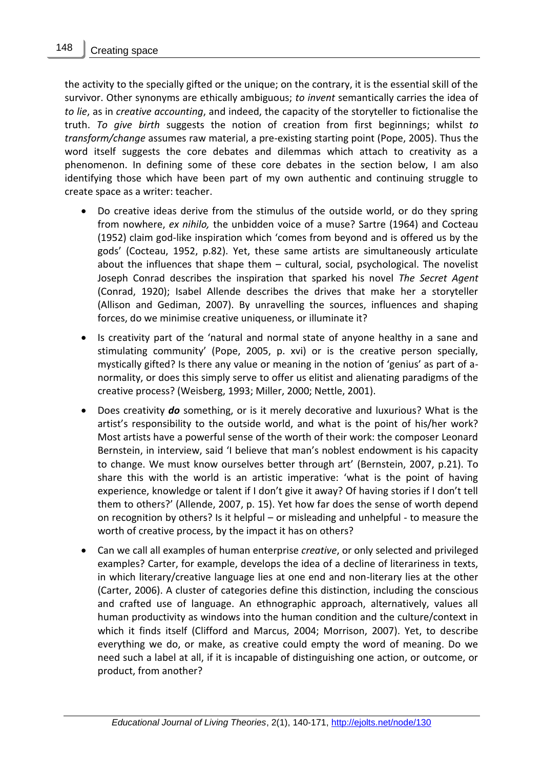the activity to the specially gifted or the unique; on the contrary, it is the essential skill of the survivor. Other synonyms are ethically ambiguous; *to invent* semantically carries the idea of *to lie*, as in *creative accounting*, and indeed, the capacity of the storyteller to fictionalise the truth. *To give birth* suggests the notion of creation from first beginnings; whilst *to transform/change* assumes raw material, a pre-existing starting point (Pope, 2005). Thus the word itself suggests the core debates and dilemmas which attach to creativity as a phenomenon. In defining some of these core debates in the section below, I am also identifying those which have been part of my own authentic and continuing struggle to create space as a writer: teacher.

- Do creative ideas derive from the stimulus of the outside world, or do they spring from nowhere, *ex nihilo,* the unbidden voice of a muse? Sartre (1964) and Cocteau (1952) claim god-like inspiration which 'comes from beyond and is offered us by the gods' (Cocteau, 1952, p.82). Yet, these same artists are simultaneously articulate about the influences that shape them – cultural, social, psychological. The novelist Joseph Conrad describes the inspiration that sparked his novel *The Secret Agent* (Conrad, 1920); Isabel Allende describes the drives that make her a storyteller (Allison and Gediman, 2007). By unravelling the sources, influences and shaping forces, do we minimise creative uniqueness, or illuminate it?
- Is creativity part of the 'natural and normal state of anyone healthy in a sane and stimulating community' (Pope, 2005, p. xvi) or is the creative person specially, mystically gifted? Is there any value or meaning in the notion of 'genius' as part of a-normality, or does this simply serve to offer us elitist and alienating paradigms of the creative process? (Weisberg, 1993; Miller, 2000; Nettle, 2001).
- Does creativity ***do*** something, or is it merely decorative and luxurious? What is the artist's responsibility to the outside world, and what is the point of his/her work? Most artists have a powerful sense of the worth of their work: the composer Leonard Bernstein, in interview, said 'I believe that man's noblest endowment is his capacity to change. We must know ourselves better through art' (Bernstein, 2007, p.21). To share this with the world is an artistic imperative: 'what is the point of having experience, knowledge or talent if I don't give it away? Of having stories if I don't tell them to others?' (Allende, 2007, p. 15). Yet how far does the sense of worth depend on recognition by others? Is it helpful – or misleading and unhelpful - to measure the worth of creative process, by the impact it has on others?
- Can we call all examples of human enterprise *creative*, or only selected and privileged examples? Carter, for example, develops the idea of a decline of literariness in texts, in which literary/creative language lies at one end and non-literary lies at the other (Carter, 2006). A cluster of categories define this distinction, including the conscious and crafted use of language. An ethnographic approach, alternatively, values all human productivity as windows into the human condition and the culture/context in which it finds itself (Clifford and Marcus, 2004; Morrison, 2007). Yet, to describe everything we do, or make, as creative could empty the word of meaning. Do we need such a label at all, if it is incapable of distinguishing one action, or outcome, or product, from another?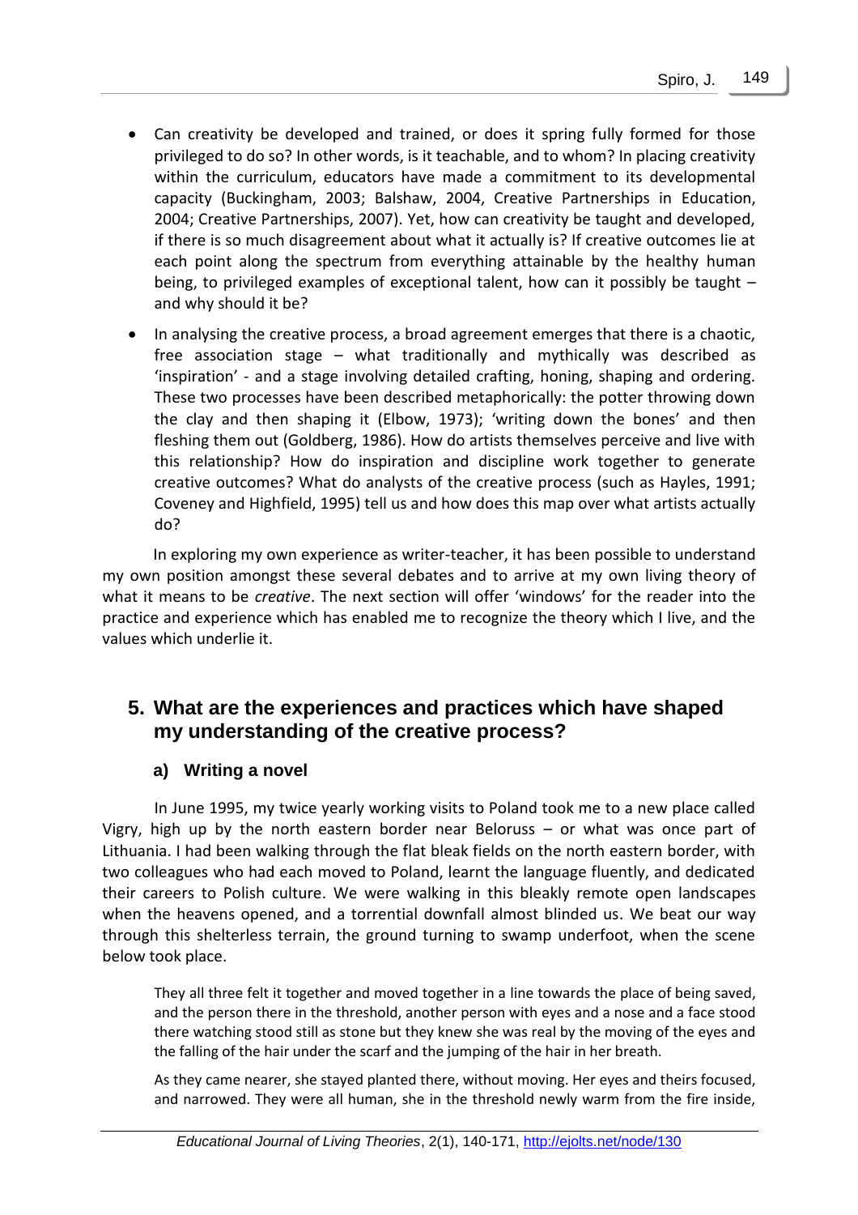- Can creativity be developed and trained, or does it spring fully formed for those privileged to do so? In other words, is it teachable, and to whom? In placing creativity within the curriculum, educators have made a commitment to its developmental capacity (Buckingham, 2003; Balshaw, 2004, Creative Partnerships in Education, 2004; Creative Partnerships, 2007). Yet, how can creativity be taught and developed, if there is so much disagreement about what it actually is? If creative outcomes lie at each point along the spectrum from everything attainable by the healthy human being, to privileged examples of exceptional talent, how can it possibly be taught – and why should it be?
- In analysing the creative process, a broad agreement emerges that there is a chaotic, free association stage – what traditionally and mythically was described as 'inspiration' - and a stage involving detailed crafting, honing, shaping and ordering. These two processes have been described metaphorically: the potter throwing down the clay and then shaping it (Elbow, 1973); 'writing down the bones' and then fleshing them out (Goldberg, 1986). How do artists themselves perceive and live with this relationship? How do inspiration and discipline work together to generate creative outcomes? What do analysts of the creative process (such as Hayles, 1991; Coveney and Highfield, 1995) tell us and how does this map over what artists actually do?

In exploring my own experience as writer-teacher, it has been possible to understand my own position amongst these several debates and to arrive at my own living theory of what it means to be *creative*. The next section will offer 'windows' for the reader into the practice and experience which has enabled me to recognize the theory which I live, and the values which underlie it.

## 5. What are the experiences and practices which have shaped my understanding of the creative process?

### a) Writing a novel

In June 1995, my twice yearly working visits to Poland took me to a new place called Vigry, high up by the north eastern border near Beloruss – or what was once part of Lithuania. I had been walking through the flat bleak fields on the north eastern border, with two colleagues who had each moved to Poland, learnt the language fluently, and dedicated their careers to Polish culture. We were walking in this bleakly remote open landscapes when the heavens opened, and a torrential downfall almost blinded us. We beat our way through this shelterless terrain, the ground turning to swamp underfoot, when the scene below took place.

> They all three felt it together and moved together in a line towards the place of being saved, and the person there in the threshold, another person with eyes and a nose and a face stood there watching stood still as stone but they knew she was real by the moving of the eyes and the falling of the hair under the scarf and the jumping of the hair in her breath.
>
> As they came nearer, she stayed planted there, without moving. Her eyes and theirs focused, and narrowed. They were all human, she in the threshold newly warm from the fire inside,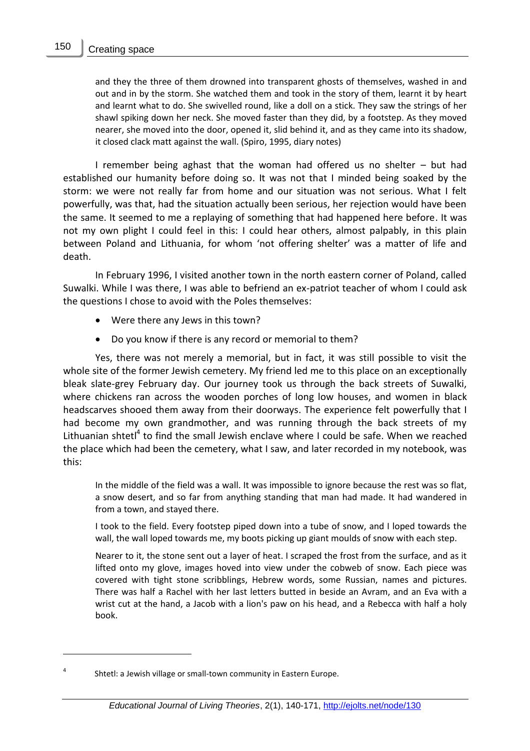> and they the three of them drowned into transparent ghosts of themselves, washed in and out and in by the storm. She watched them and took in the story of them, learnt it by heart and learnt what to do. She swivelled round, like a doll on a stick. They saw the strings of her shawl spiking down her neck. She moved faster than they did, by a footstep. As they moved nearer, she moved into the door, opened it, slid behind it, and as they came into its shadow, it closed clack matt against the wall. (Spiro, 1995, diary notes)

I remember being aghast that the woman had offered us no shelter – but had established our humanity before doing so. It was not that I minded being soaked by the storm: we were not really far from home and our situation was not serious. What I felt powerfully, was that, had the situation actually been serious, her rejection would have been the same. It seemed to me a replaying of something that had happened here before. It was not my own plight I could feel in this: I could hear others, almost palpably, in this plain between Poland and Lithuania, for whom 'not offering shelter' was a matter of life and death.

In February 1996, I visited another town in the north eastern corner of Poland, called Suwalki. While I was there, I was able to befriend an ex-patriot teacher of whom I could ask the questions I chose to avoid with the Poles themselves:

- Were there any Jews in this town?
- Do you know if there is any record or memorial to them?

Yes, there was not merely a memorial, but in fact, it was still possible to visit the whole site of the former Jewish cemetery. My friend led me to this place on an exceptionally bleak slate-grey February day. Our journey took us through the back streets of Suwalki, where chickens ran across the wooden porches of long low houses, and women in black headscarves shooed them away from their doorways. The experience felt powerfully that I had become my own grandmother, and was running through the back streets of my Lithuanian shtetl[4] to find the small Jewish enclave where I could be safe. When we reached the place which had been the cemetery, what I saw, and later recorded in my notebook, was this:

> In the middle of the field was a wall. It was impossible to ignore because the rest was so flat, a snow desert, and so far from anything standing that man had made. It had wandered in from a town, and stayed there.
>
> I took to the field. Every footstep piped down into a tube of snow, and I loped towards the wall, the wall loped towards me, my boots picking up giant moulds of snow with each step.
>
> Nearer to it, the stone sent out a layer of heat. I scraped the frost from the surface, and as it lifted onto my glove, images hoved into view under the cobweb of snow. Each piece was covered with tight stone scribblings, Hebrew words, some Russian, names and pictures. There was half a Rachel with her last letters butted in beside an Avram, and an Eva with a wrist cut at the hand, a Jacob with a lion's paw on his head, and a Rebecca with half a holy book.

[4] Shtetl: a Jewish village or small-town community in Eastern Europe.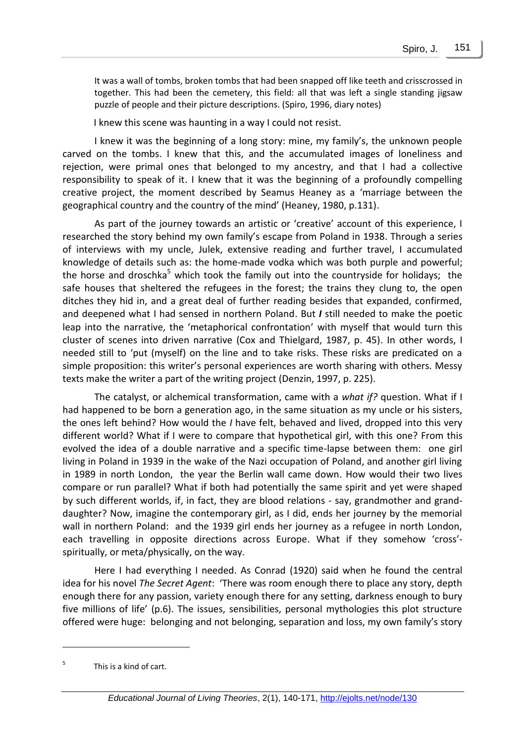> It was a wall of tombs, broken tombs that had been snapped off like teeth and crisscrossed in together. This had been the cemetery, this field: all that was left a single standing jigsaw puzzle of people and their picture descriptions. (Spiro, 1996, diary notes)

I knew this scene was haunting in a way I could not resist.

I knew it was the beginning of a long story: mine, my family's, the unknown people carved on the tombs. I knew that this, and the accumulated images of loneliness and rejection, were primal ones that belonged to my ancestry, and that I had a collective responsibility to speak of it. I knew that it was the beginning of a profoundly compelling creative project, the moment described by Seamus Heaney as a 'marriage between the geographical country and the country of the mind' (Heaney, 1980, p.131).

As part of the journey towards an artistic or 'creative' account of this experience, I researched the story behind my own family's escape from Poland in 1938. Through a series of interviews with my uncle, Julek, extensive reading and further travel, I accumulated knowledge of details such as: the home-made vodka which was both purple and powerful; the horse and droschka[5] which took the family out into the countryside for holidays; the safe houses that sheltered the refugees in the forest; the trains they clung to, the open ditches they hid in, and a great deal of further reading besides that expanded, confirmed, and deepened what I had sensed in northern Poland. But ***I*** still needed to make the poetic leap into the narrative, the 'metaphorical confrontation' with myself that would turn this cluster of scenes into driven narrative (Cox and Thielgard, 1987, p. 45). In other words, I needed still to 'put (myself) on the line and to take risks. These risks are predicated on a simple proposition: this writer's personal experiences are worth sharing with others. Messy texts make the writer a part of the writing project (Denzin, 1997, p. 225).

The catalyst, or alchemical transformation, came with a *what if?* question. What if I had happened to be born a generation ago, in the same situation as my uncle or his sisters, the ones left behind? How would the *I* have felt, behaved and lived, dropped into this very different world? What if I were to compare that hypothetical girl, with this one? From this evolved the idea of a double narrative and a specific time-lapse between them: one girl living in Poland in 1939 in the wake of the Nazi occupation of Poland, and another girl living in 1989 in north London, the year the Berlin wall came down. How would their two lives compare or run parallel? What if both had potentially the same spirit and yet were shaped by such different worlds, if, in fact, they are blood relations - say, grandmother and grand-daughter? Now, imagine the contemporary girl, as I did, ends her journey by the memorial wall in northern Poland: and the 1939 girl ends her journey as a refugee in north London, each travelling in opposite directions across Europe. What if they somehow 'cross'-spiritually, or meta/physically, on the way.

Here I had everything I needed. As Conrad (1920) said when he found the central idea for his novel *The Secret Agent*: 'There was room enough there to place any story, depth enough there for any passion, variety enough there for any setting, darkness enough to bury five millions of life' (p.6). The issues, sensibilities, personal mythologies this plot structure offered were huge: belonging and not belonging, separation and loss, my own family's story

[5] This is a kind of cart.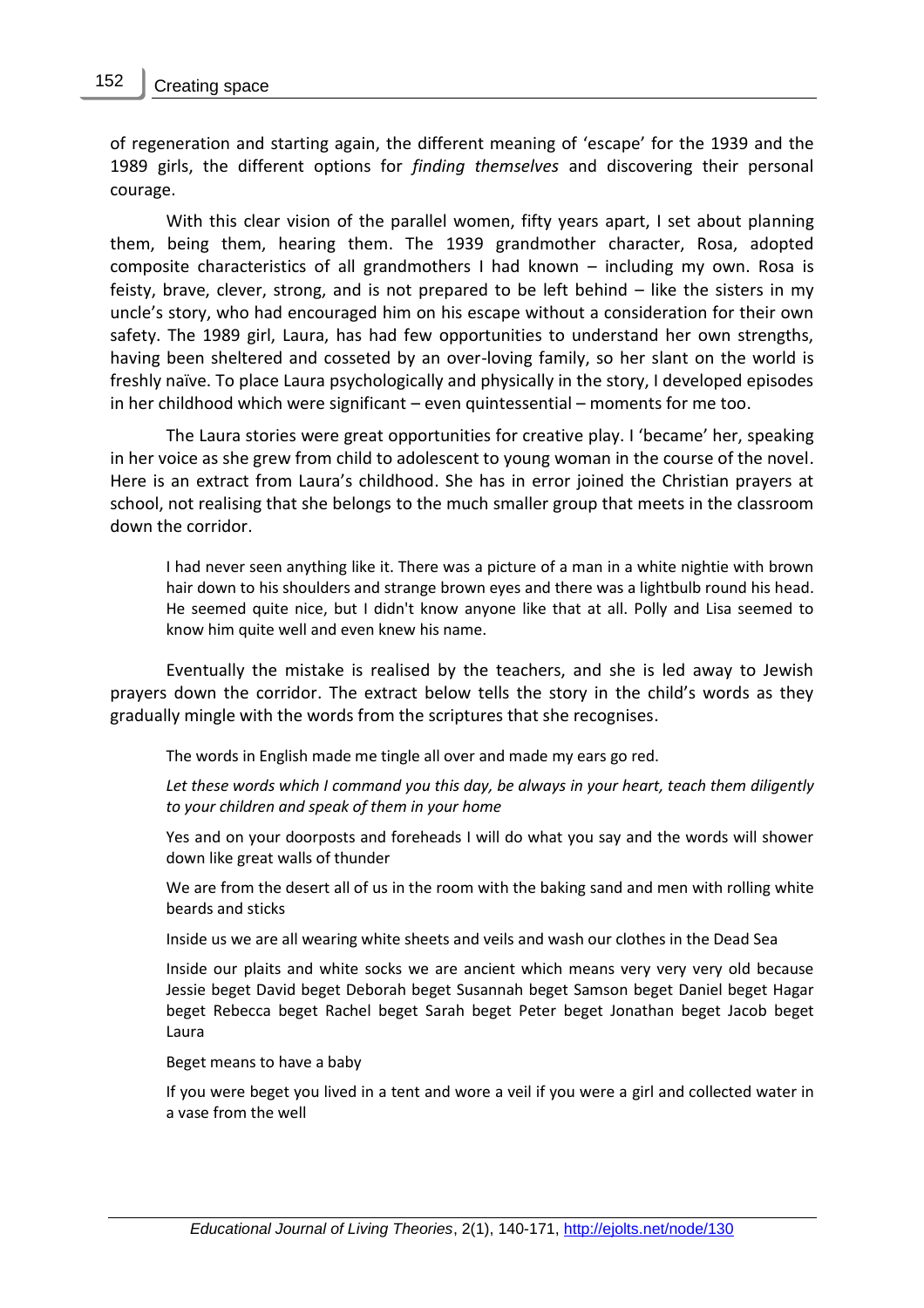of regeneration and starting again, the different meaning of 'escape' for the 1939 and the 1989 girls, the different options for *finding themselves* and discovering their personal courage.

With this clear vision of the parallel women, fifty years apart, I set about planning them, being them, hearing them. The 1939 grandmother character, Rosa, adopted composite characteristics of all grandmothers I had known – including my own. Rosa is feisty, brave, clever, strong, and is not prepared to be left behind – like the sisters in my uncle's story, who had encouraged him on his escape without a consideration for their own safety. The 1989 girl, Laura, has had few opportunities to understand her own strengths, having been sheltered and cosseted by an over-loving family, so her slant on the world is freshly naïve. To place Laura psychologically and physically in the story, I developed episodes in her childhood which were significant – even quintessential – moments for me too.

The Laura stories were great opportunities for creative play. I 'became' her, speaking in her voice as she grew from child to adolescent to young woman in the course of the novel. Here is an extract from Laura's childhood. She has in error joined the Christian prayers at school, not realising that she belongs to the much smaller group that meets in the classroom down the corridor.

> I had never seen anything like it. There was a picture of a man in a white nightie with brown hair down to his shoulders and strange brown eyes and there was a lightbulb round his head. He seemed quite nice, but I didn't know anyone like that at all. Polly and Lisa seemed to know him quite well and even knew his name.

Eventually the mistake is realised by the teachers, and she is led away to Jewish prayers down the corridor. The extract below tells the story in the child's words as they gradually mingle with the words from the scriptures that she recognises.

> The words in English made me tingle all over and made my ears go red.
>
> *Let these words which I command you this day, be always in your heart, teach them diligently to your children and speak of them in your home*
>
> Yes and on your doorposts and foreheads I will do what you say and the words will shower down like great walls of thunder
>
> We are from the desert all of us in the room with the baking sand and men with rolling white beards and sticks
>
> Inside us we are all wearing white sheets and veils and wash our clothes in the Dead Sea
>
> Inside our plaits and white socks we are ancient which means very very very old because Jessie beget David beget Deborah beget Susannah beget Samson beget Daniel beget Hagar beget Rebecca beget Rachel beget Sarah beget Peter beget Jonathan beget Jacob beget Laura
>
> Beget means to have a baby
>
> If you were beget you lived in a tent and wore a veil if you were a girl and collected water in a vase from the well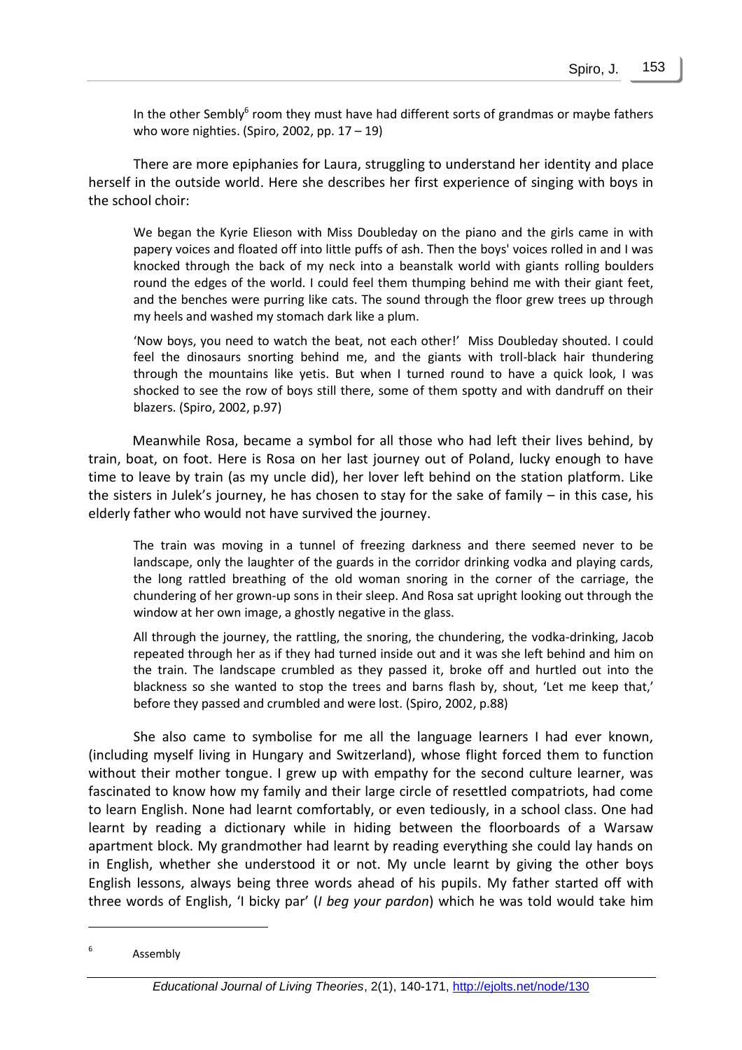In the other Sembly[6] room they must have had different sorts of grandmas or maybe fathers who wore nighties. (Spiro, 2002, pp. 17 – 19)

There are more epiphanies for Laura, struggling to understand her identity and place herself in the outside world. Here she describes her first experience of singing with boys in the school choir:

> We began the Kyrie Elieson with Miss Doubleday on the piano and the girls came in with papery voices and floated off into little puffs of ash. Then the boys' voices rolled in and I was knocked through the back of my neck into a beanstalk world with giants rolling boulders round the edges of the world. I could feel them thumping behind me with their giant feet, and the benches were purring like cats. The sound through the floor grew trees up through my heels and washed my stomach dark like a plum.
>
> 'Now boys, you need to watch the beat, not each other!' Miss Doubleday shouted. I could feel the dinosaurs snorting behind me, and the giants with troll-black hair thundering through the mountains like yetis. But when I turned round to have a quick look, I was shocked to see the row of boys still there, some of them spotty and with dandruff on their blazers. (Spiro, 2002, p.97)

Meanwhile Rosa, became a symbol for all those who had left their lives behind, by train, boat, on foot. Here is Rosa on her last journey out of Poland, lucky enough to have time to leave by train (as my uncle did), her lover left behind on the station platform. Like the sisters in Julek's journey, he has chosen to stay for the sake of family – in this case, his elderly father who would not have survived the journey.

> The train was moving in a tunnel of freezing darkness and there seemed never to be landscape, only the laughter of the guards in the corridor drinking vodka and playing cards, the long rattled breathing of the old woman snoring in the corner of the carriage, the chundering of her grown-up sons in their sleep. And Rosa sat upright looking out through the window at her own image, a ghostly negative in the glass.
>
> All through the journey, the rattling, the snoring, the chundering, the vodka-drinking, Jacob repeated through her as if they had turned inside out and it was she left behind and him on the train. The landscape crumbled as they passed it, broke off and hurtled out into the blackness so she wanted to stop the trees and barns flash by, shout, 'Let me keep that,' before they passed and crumbled and were lost. (Spiro, 2002, p.88)

She also came to symbolise for me all the language learners I had ever known, (including myself living in Hungary and Switzerland), whose flight forced them to function without their mother tongue. I grew up with empathy for the second culture learner, was fascinated to know how my family and their large circle of resettled compatriots, had come to learn English. None had learnt comfortably, or even tediously, in a school class. One had learnt by reading a dictionary while in hiding between the floorboards of a Warsaw apartment block. My grandmother had learnt by reading everything she could lay hands on in English, whether she understood it or not. My uncle learnt by giving the other boys English lessons, always being three words ahead of his pupils. My father started off with three words of English, 'I bicky par' (*I beg your pardon*) which he was told would take him

---

[6] Assembly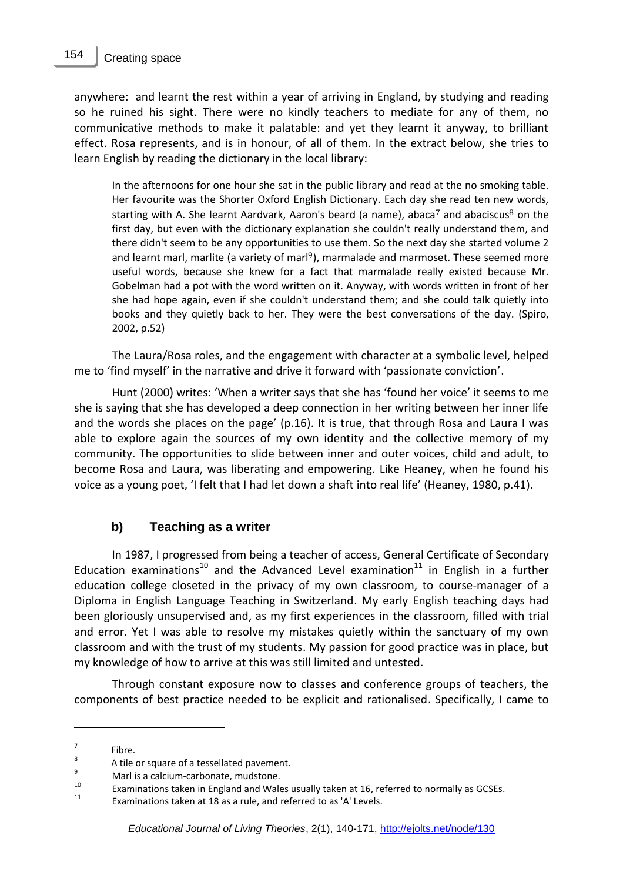anywhere: and learnt the rest within a year of arriving in England, by studying and reading so he ruined his sight. There were no kindly teachers to mediate for any of them, no communicative methods to make it palatable: and yet they learnt it anyway, to brilliant effect. Rosa represents, and is in honour, of all of them. In the extract below, she tries to learn English by reading the dictionary in the local library:

> In the afternoons for one hour she sat in the public library and read at the no smoking table. Her favourite was the Shorter Oxford English Dictionary. Each day she read ten new words, starting with A. She learnt Aardvark, Aaron's beard (a name), abaca[7] and abaciscus[8] on the first day, but even with the dictionary explanation she couldn't really understand them, and there didn't seem to be any opportunities to use them. So the next day she started volume 2 and learnt marl, marlite (a variety of marl[9]), marmalade and marmoset. These seemed more useful words, because she knew for a fact that marmalade really existed because Mr. Gobelman had a pot with the word written on it. Anyway, with words written in front of her she had hope again, even if she couldn't understand them; and she could talk quietly into books and they quietly back to her. They were the best conversations of the day. (Spiro, 2002, p.52)

The Laura/Rosa roles, and the engagement with character at a symbolic level, helped me to 'find myself' in the narrative and drive it forward with 'passionate conviction'.

Hunt (2000) writes: 'When a writer says that she has 'found her voice' it seems to me she is saying that she has developed a deep connection in her writing between her inner life and the words she places on the page' (p.16). It is true, that through Rosa and Laura I was able to explore again the sources of my own identity and the collective memory of my community. The opportunities to slide between inner and outer voices, child and adult, to become Rosa and Laura, was liberating and empowering. Like Heaney, when he found his voice as a young poet, 'I felt that I had let down a shaft into real life' (Heaney, 1980, p.41).

### b) Teaching as a writer

In 1987, I progressed from being a teacher of access, General Certificate of Secondary Education examinations[10] and the Advanced Level examination[11] in English in a further education college closeted in the privacy of my own classroom, to course-manager of a Diploma in English Language Teaching in Switzerland. My early English teaching days had been gloriously unsupervised and, as my first experiences in the classroom, filled with trial and error. Yet I was able to resolve my mistakes quietly within the sanctuary of my own classroom and with the trust of my students. My passion for good practice was in place, but my knowledge of how to arrive at this was still limited and untested.

Through constant exposure now to classes and conference groups of teachers, the components of best practice needed to be explicit and rationalised. Specifically, I came to

---

[7] Fibre.

[8] A tile or square of a tessellated pavement.

[9] Marl is a calcium-carbonate, mudstone.

[10] Examinations taken in England and Wales usually taken at 16, referred to normally as GCSEs.

[11] Examinations taken at 18 as a rule, and referred to as 'A' Levels.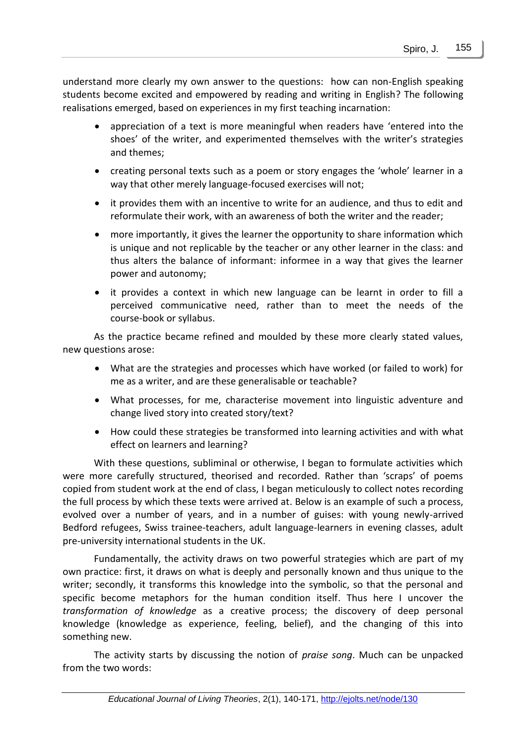understand more clearly my own answer to the questions: how can non-English speaking students become excited and empowered by reading and writing in English? The following realisations emerged, based on experiences in my first teaching incarnation:

- appreciation of a text is more meaningful when readers have 'entered into the shoes' of the writer, and experimented themselves with the writer's strategies and themes;
- creating personal texts such as a poem or story engages the 'whole' learner in a way that other merely language-focused exercises will not;
- it provides them with an incentive to write for an audience, and thus to edit and reformulate their work, with an awareness of both the writer and the reader;
- more importantly, it gives the learner the opportunity to share information which is unique and not replicable by the teacher or any other learner in the class: and thus alters the balance of informant: informee in a way that gives the learner power and autonomy;
- it provides a context in which new language can be learnt in order to fill a perceived communicative need, rather than to meet the needs of the course-book or syllabus.

As the practice became refined and moulded by these more clearly stated values, new questions arose:

- What are the strategies and processes which have worked (or failed to work) for me as a writer, and are these generalisable or teachable?
- What processes, for me, characterise movement into linguistic adventure and change lived story into created story/text?
- How could these strategies be transformed into learning activities and with what effect on learners and learning?

With these questions, subliminal or otherwise, I began to formulate activities which were more carefully structured, theorised and recorded. Rather than 'scraps' of poems copied from student work at the end of class, I began meticulously to collect notes recording the full process by which these texts were arrived at. Below is an example of such a process, evolved over a number of years, and in a number of guises: with young newly-arrived Bedford refugees, Swiss trainee-teachers, adult language-learners in evening classes, adult pre-university international students in the UK.

Fundamentally, the activity draws on two powerful strategies which are part of my own practice: first, it draws on what is deeply and personally known and thus unique to the writer; secondly, it transforms this knowledge into the symbolic, so that the personal and specific become metaphors for the human condition itself. Thus here I uncover the *transformation of knowledge* as a creative process; the discovery of deep personal knowledge (knowledge as experience, feeling, belief), and the changing of this into something new.

The activity starts by discussing the notion of *praise song*. Much can be unpacked from the two words: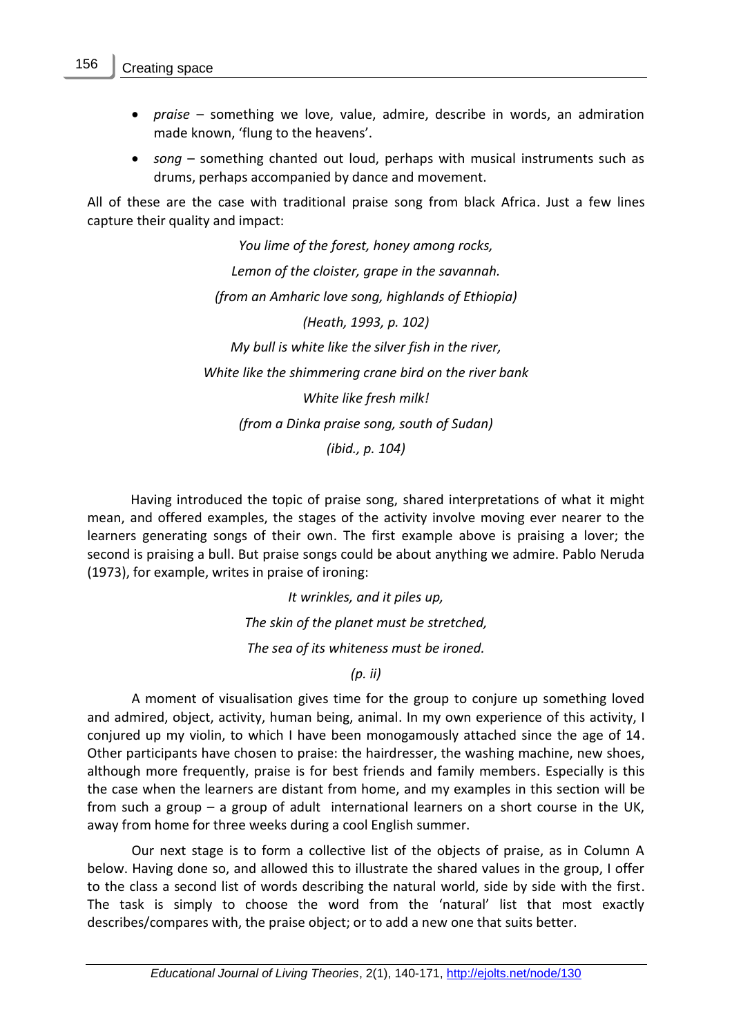- *praise* – something we love, value, admire, describe in words, an admiration made known, 'flung to the heavens'.
- *song* – something chanted out loud, perhaps with musical instruments such as drums, perhaps accompanied by dance and movement.

All of these are the case with traditional praise song from black Africa. Just a few lines capture their quality and impact:

*You lime of the forest, honey among rocks,*

*Lemon of the cloister, grape in the savannah.*

*(from an Amharic love song, highlands of Ethiopia)*

*(Heath, 1993, p. 102)*

*My bull is white like the silver fish in the river,*

*White like the shimmering crane bird on the river bank*

*White like fresh milk!*

*(from a Dinka praise song, south of Sudan)*

*(ibid., p. 104)*

Having introduced the topic of praise song, shared interpretations of what it might mean, and offered examples, the stages of the activity involve moving ever nearer to the learners generating songs of their own. The first example above is praising a lover; the second is praising a bull. But praise songs could be about anything we admire. Pablo Neruda (1973), for example, writes in praise of ironing:

*It wrinkles, and it piles up,*

*The skin of the planet must be stretched,*

*The sea of its whiteness must be ironed.*

*(p. ii)*

A moment of visualisation gives time for the group to conjure up something loved and admired, object, activity, human being, animal. In my own experience of this activity, I conjured up my violin, to which I have been monogamously attached since the age of 14. Other participants have chosen to praise: the hairdresser, the washing machine, new shoes, although more frequently, praise is for best friends and family members. Especially is this the case when the learners are distant from home, and my examples in this section will be from such a group – a group of adult international learners on a short course in the UK, away from home for three weeks during a cool English summer.

Our next stage is to form a collective list of the objects of praise, as in Column A below. Having done so, and allowed this to illustrate the shared values in the group, I offer to the class a second list of words describing the natural world, side by side with the first. The task is simply to choose the word from the 'natural' list that most exactly describes/compares with, the praise object; or to add a new one that suits better.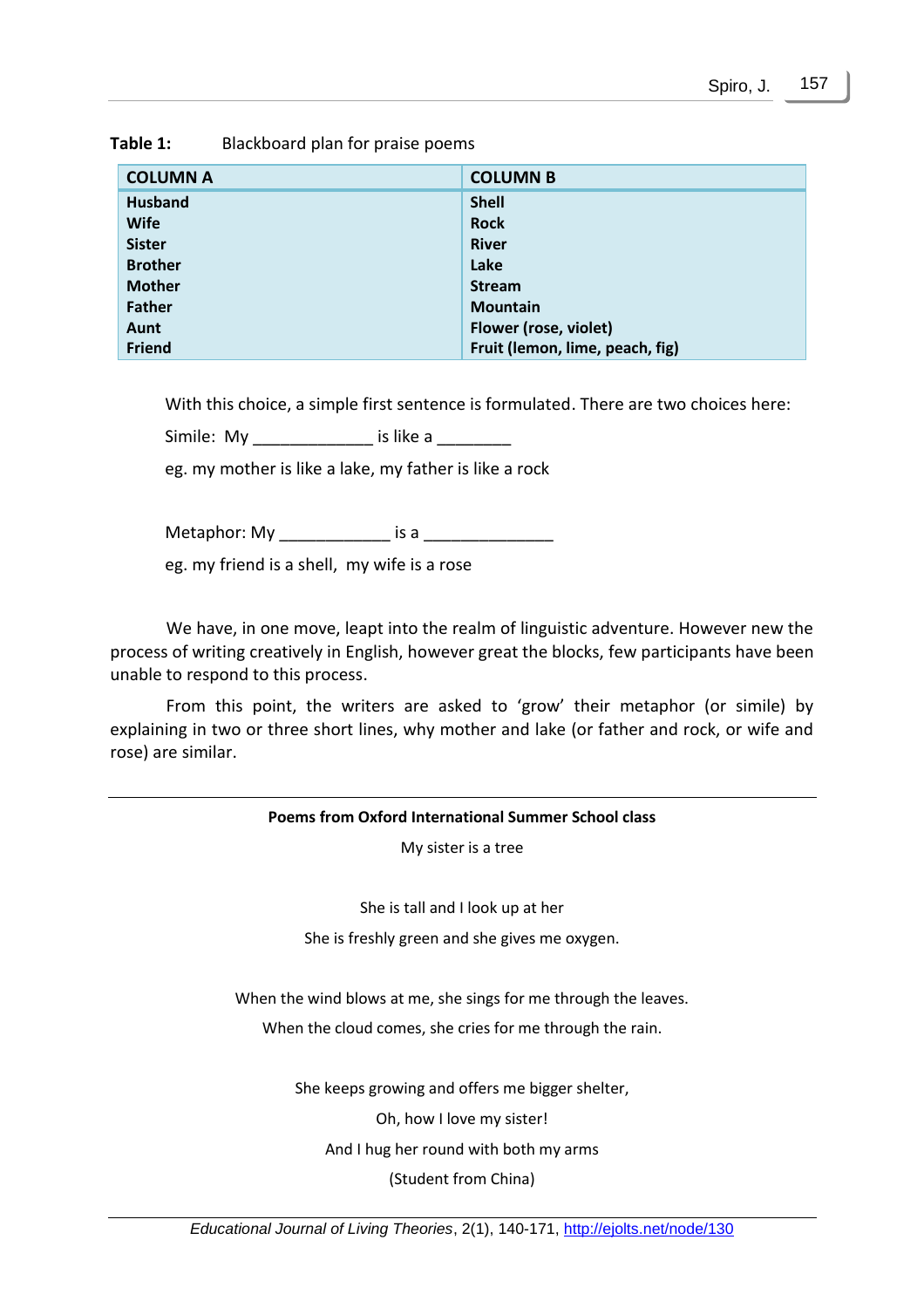**Table 1:** Blackboard plan for praise poems

| COLUMN A | COLUMN B |
| --- | --- |
| **Husband** | **Shell** |
| **Wife** | **Rock** |
| **Sister** | **River** |
| **Brother** | **Lake** |
| **Mother** | **Stream** |
| **Father** | **Mountain** |
| **Aunt** | **Flower (rose, violet)** |
| **Friend** | **Fruit (lemon, lime, peach, fig)** |

With this choice, a simple first sentence is formulated. There are two choices here:

Simile: My _____________ is like a ________

eg. my mother is like a lake, my father is like a rock

Metaphor: My ____________ is a ______________

eg. my friend is a shell, my wife is a rose

We have, in one move, leapt into the realm of linguistic adventure. However new the process of writing creatively in English, however great the blocks, few participants have been unable to respond to this process.

From this point, the writers are asked to 'grow' their metaphor (or simile) by explaining in two or three short lines, why mother and lake (or father and rock, or wife and rose) are similar.

---

**Poems from Oxford International Summer School class**

My sister is a tree

She is tall and I look up at her
She is freshly green and she gives me oxygen.

When the wind blows at me, she sings for me through the leaves.
When the cloud comes, she cries for me through the rain.

She keeps growing and offers me bigger shelter,
Oh, how I love my sister!
And I hug her round with both my arms

(Student from China)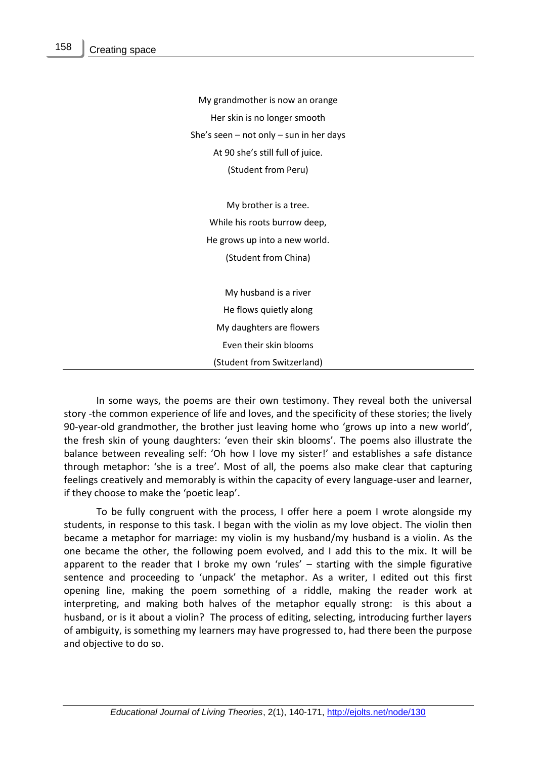My grandmother is now an orange  
Her skin is no longer smooth  
She's seen – not only – sun in her days  
At 90 she's still full of juice.  
(Student from Peru)

My brother is a tree.  
While his roots burrow deep,  
He grows up into a new world.  
(Student from China)

My husband is a river  
He flows quietly along  
My daughters are flowers  
Even their skin blooms  
(Student from Switzerland)

In some ways, the poems are their own testimony. They reveal both the universal story -the common experience of life and loves, and the specificity of these stories; the lively 90-year-old grandmother, the brother just leaving home who 'grows up into a new world', the fresh skin of young daughters: 'even their skin blooms'. The poems also illustrate the balance between revealing self: 'Oh how I love my sister!' and establishes a safe distance through metaphor: 'she is a tree'. Most of all, the poems also make clear that capturing feelings creatively and memorably is within the capacity of every language-user and learner, if they choose to make the 'poetic leap'.

To be fully congruent with the process, I offer here a poem I wrote alongside my students, in response to this task. I began with the violin as my love object. The violin then became a metaphor for marriage: my violin is my husband/my husband is a violin. As the one became the other, the following poem evolved, and I add this to the mix. It will be apparent to the reader that I broke my own 'rules' – starting with the simple figurative sentence and proceeding to 'unpack' the metaphor. As a writer, I edited out this first opening line, making the poem something of a riddle, making the reader work at interpreting, and making both halves of the metaphor equally strong: is this about a husband, or is it about a violin? The process of editing, selecting, introducing further layers of ambiguity, is something my learners may have progressed to, had there been the purpose and objective to do so.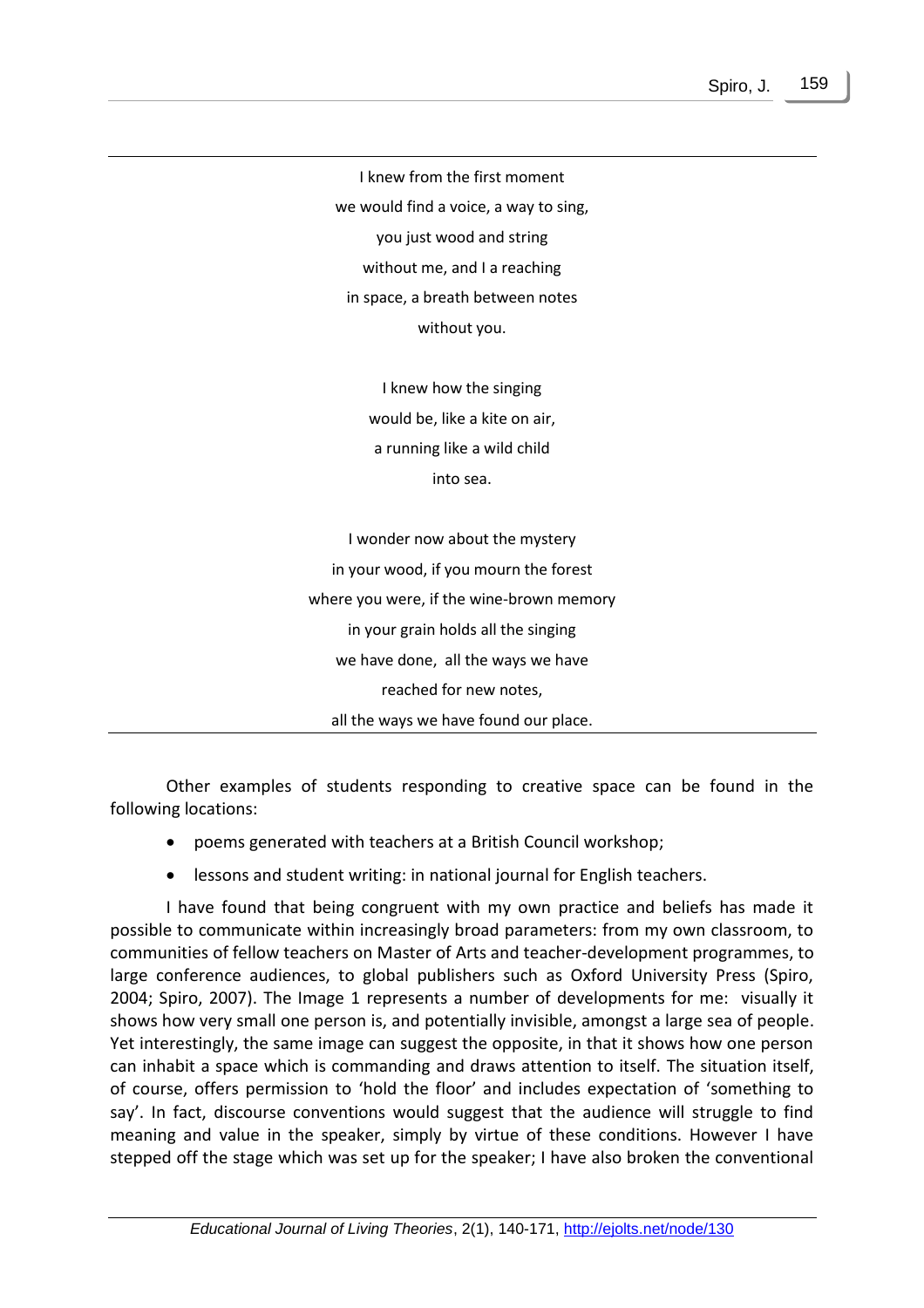I knew from the first moment  
we would find a voice, a way to sing,  
you just wood and string  
without me, and I a reaching  
in space, a breath between notes  
without you.

I knew how the singing  
would be, like a kite on air,  
a running like a wild child  
into sea.

I wonder now about the mystery  
in your wood, if you mourn the forest  
where you were, if the wine-brown memory  
in your grain holds all the singing  
we have done, all the ways we have  
reached for new notes,  
all the ways we have found our place.

---

Other examples of students responding to creative space can be found in the following locations:

- poems generated with teachers at a British Council workshop;
- lessons and student writing: in national journal for English teachers.

I have found that being congruent with my own practice and beliefs has made it possible to communicate within increasingly broad parameters: from my own classroom, to communities of fellow teachers on Master of Arts and teacher-development programmes, to large conference audiences, to global publishers such as Oxford University Press (Spiro, 2004; Spiro, 2007). The Image 1 represents a number of developments for me: visually it shows how very small one person is, and potentially invisible, amongst a large sea of people. Yet interestingly, the same image can suggest the opposite, in that it shows how one person can inhabit a space which is commanding and draws attention to itself. The situation itself, of course, offers permission to 'hold the floor' and includes expectation of 'something to say'. In fact, discourse conventions would suggest that the audience will struggle to find meaning and value in the speaker, simply by virtue of these conditions. However I have stepped off the stage which was set up for the speaker; I have also broken the conventional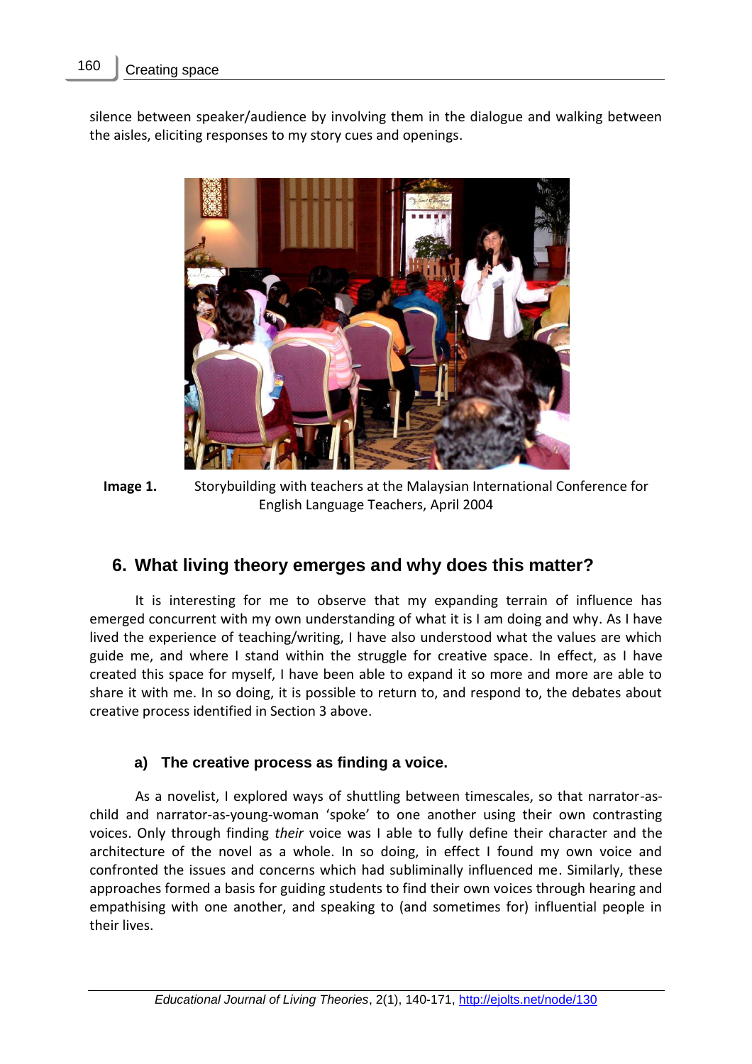silence between speaker/audience by involving them in the dialogue and walking between the aisles, eliciting responses to my story cues and openings.

**Image 1.** Storybuilding with teachers at the Malaysian International Conference for English Language Teachers, April 2004

## 6. What living theory emerges and why does this matter?

It is interesting for me to observe that my expanding terrain of influence has emerged concurrent with my own understanding of what it is I am doing and why. As I have lived the experience of teaching/writing, I have also understood what the values are which guide me, and where I stand within the struggle for creative space. In effect, as I have created this space for myself, I have been able to expand it so more and more are able to share it with me. In so doing, it is possible to return to, and respond to, the debates about creative process identified in Section 3 above.

### a) The creative process as finding a voice.

As a novelist, I explored ways of shuttling between timescales, so that narrator-as-child and narrator-as-young-woman 'spoke' to one another using their own contrasting voices. Only through finding *their* voice was I able to fully define their character and the architecture of the novel as a whole. In so doing, in effect I found my own voice and confronted the issues and concerns which had subliminally influenced me. Similarly, these approaches formed a basis for guiding students to find their own voices through hearing and empathising with one another, and speaking to (and sometimes for) influential people in their lives.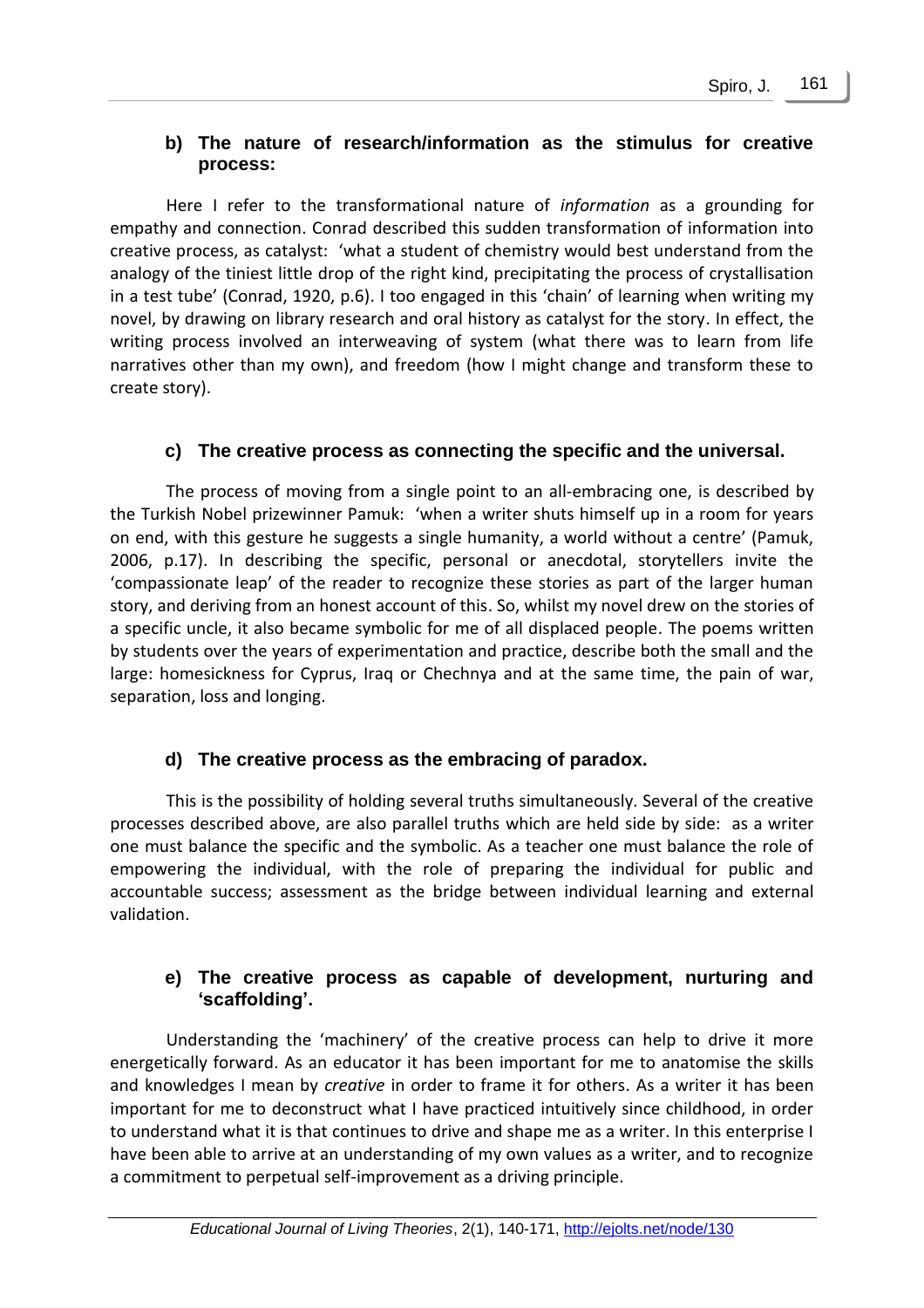### b) The nature of research/information as the stimulus for creative process:

Here I refer to the transformational nature of *information* as a grounding for empathy and connection. Conrad described this sudden transformation of information into creative process, as catalyst: 'what a student of chemistry would best understand from the analogy of the tiniest little drop of the right kind, precipitating the process of crystallisation in a test tube' (Conrad, 1920, p.6). I too engaged in this 'chain' of learning when writing my novel, by drawing on library research and oral history as catalyst for the story. In effect, the writing process involved an interweaving of system (what there was to learn from life narratives other than my own), and freedom (how I might change and transform these to create story).

### c) The creative process as connecting the specific and the universal.

The process of moving from a single point to an all-embracing one, is described by the Turkish Nobel prizewinner Pamuk: 'when a writer shuts himself up in a room for years on end, with this gesture he suggests a single humanity, a world without a centre' (Pamuk, 2006, p.17). In describing the specific, personal or anecdotal, storytellers invite the 'compassionate leap' of the reader to recognize these stories as part of the larger human story, and deriving from an honest account of this. So, whilst my novel drew on the stories of a specific uncle, it also became symbolic for me of all displaced people. The poems written by students over the years of experimentation and practice, describe both the small and the large: homesickness for Cyprus, Iraq or Chechnya and at the same time, the pain of war, separation, loss and longing.

### d) The creative process as the embracing of paradox.

This is the possibility of holding several truths simultaneously. Several of the creative processes described above, are also parallel truths which are held side by side: as a writer one must balance the specific and the symbolic. As a teacher one must balance the role of empowering the individual, with the role of preparing the individual for public and accountable success; assessment as the bridge between individual learning and external validation.

### e) The creative process as capable of development, nurturing and 'scaffolding'.

Understanding the 'machinery' of the creative process can help to drive it more energetically forward. As an educator it has been important for me to anatomise the skills and knowledges I mean by *creative* in order to frame it for others. As a writer it has been important for me to deconstruct what I have practiced intuitively since childhood, in order to understand what it is that continues to drive and shape me as a writer. In this enterprise I have been able to arrive at an understanding of my own values as a writer, and to recognize a commitment to perpetual self-improvement as a driving principle.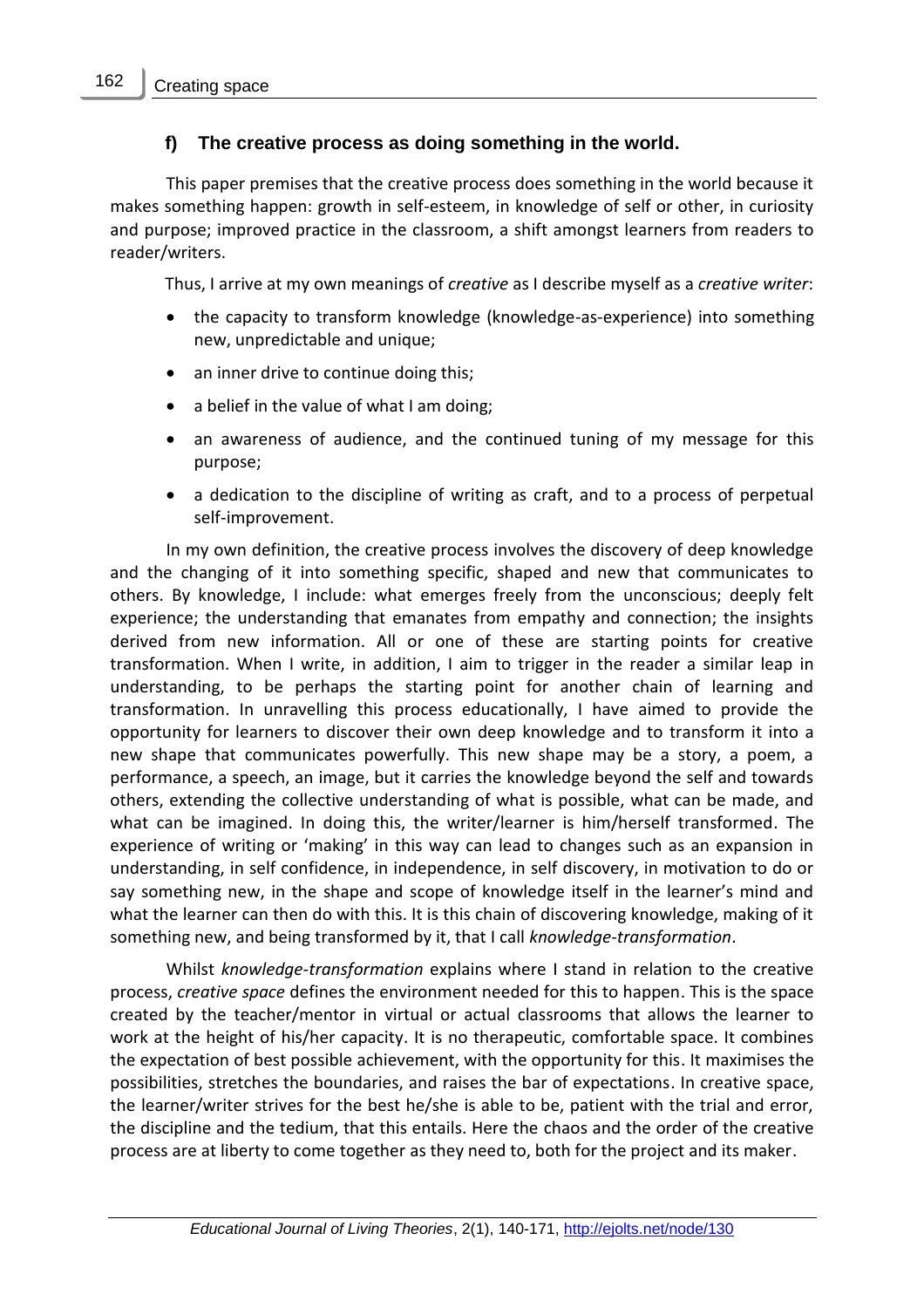#### f) The creative process as doing something in the world.

This paper premises that the creative process does something in the world because it makes something happen: growth in self-esteem, in knowledge of self or other, in curiosity and purpose; improved practice in the classroom, a shift amongst learners from readers to reader/writers.

Thus, I arrive at my own meanings of *creative* as I describe myself as a *creative writer*:

- the capacity to transform knowledge (knowledge-as-experience) into something new, unpredictable and unique;
- an inner drive to continue doing this;
- a belief in the value of what I am doing;
- an awareness of audience, and the continued tuning of my message for this purpose;
- a dedication to the discipline of writing as craft, and to a process of perpetual self-improvement.

In my own definition, the creative process involves the discovery of deep knowledge and the changing of it into something specific, shaped and new that communicates to others. By knowledge, I include: what emerges freely from the unconscious; deeply felt experience; the understanding that emanates from empathy and connection; the insights derived from new information. All or one of these are starting points for creative transformation. When I write, in addition, I aim to trigger in the reader a similar leap in understanding, to be perhaps the starting point for another chain of learning and transformation. In unravelling this process educationally, I have aimed to provide the opportunity for learners to discover their own deep knowledge and to transform it into a new shape that communicates powerfully. This new shape may be a story, a poem, a performance, a speech, an image, but it carries the knowledge beyond the self and towards others, extending the collective understanding of what is possible, what can be made, and what can be imagined. In doing this, the writer/learner is him/herself transformed. The experience of writing or 'making' in this way can lead to changes such as an expansion in understanding, in self confidence, in independence, in self discovery, in motivation to do or say something new, in the shape and scope of knowledge itself in the learner's mind and what the learner can then do with this. It is this chain of discovering knowledge, making of it something new, and being transformed by it, that I call *knowledge-transformation*.

Whilst *knowledge-transformation* explains where I stand in relation to the creative process, *creative space* defines the environment needed for this to happen. This is the space created by the teacher/mentor in virtual or actual classrooms that allows the learner to work at the height of his/her capacity. It is no therapeutic, comfortable space. It combines the expectation of best possible achievement, with the opportunity for this. It maximises the possibilities, stretches the boundaries, and raises the bar of expectations. In creative space, the learner/writer strives for the best he/she is able to be, patient with the trial and error, the discipline and the tedium, that this entails. Here the chaos and the order of the creative process are at liberty to come together as they need to, both for the project and its maker.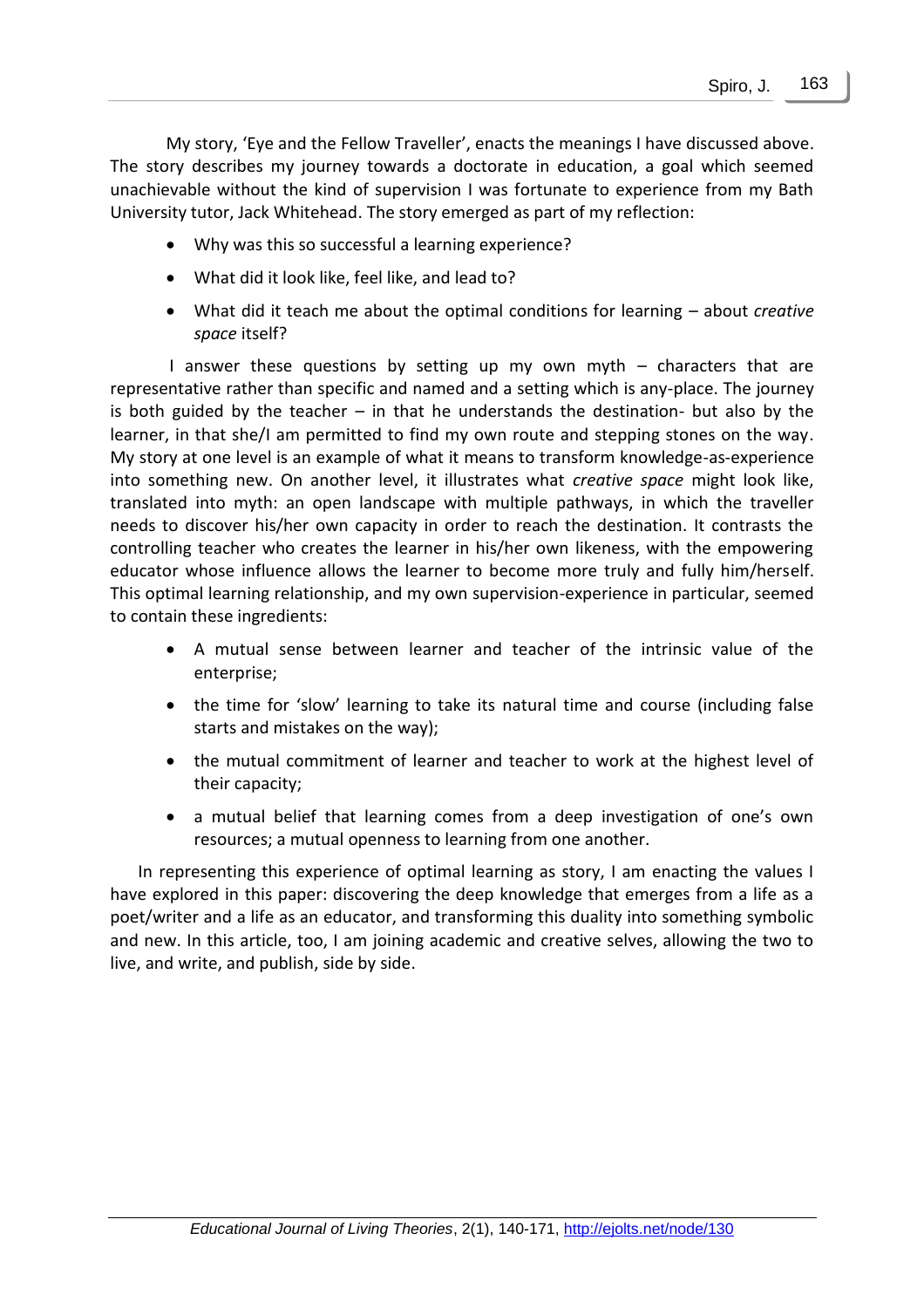My story, 'Eye and the Fellow Traveller', enacts the meanings I have discussed above. The story describes my journey towards a doctorate in education, a goal which seemed unachievable without the kind of supervision I was fortunate to experience from my Bath University tutor, Jack Whitehead. The story emerged as part of my reflection:

- Why was this so successful a learning experience?
- What did it look like, feel like, and lead to?
- What did it teach me about the optimal conditions for learning – about *creative space* itself?

I answer these questions by setting up my own myth – characters that are representative rather than specific and named and a setting which is any-place. The journey is both guided by the teacher – in that he understands the destination- but also by the learner, in that she/I am permitted to find my own route and stepping stones on the way. My story at one level is an example of what it means to transform knowledge-as-experience into something new. On another level, it illustrates what *creative space* might look like, translated into myth: an open landscape with multiple pathways, in which the traveller needs to discover his/her own capacity in order to reach the destination. It contrasts the controlling teacher who creates the learner in his/her own likeness, with the empowering educator whose influence allows the learner to become more truly and fully him/herself. This optimal learning relationship, and my own supervision-experience in particular, seemed to contain these ingredients:

- A mutual sense between learner and teacher of the intrinsic value of the enterprise;
- the time for 'slow' learning to take its natural time and course (including false starts and mistakes on the way);
- the mutual commitment of learner and teacher to work at the highest level of their capacity;
- a mutual belief that learning comes from a deep investigation of one's own resources; a mutual openness to learning from one another.

In representing this experience of optimal learning as story, I am enacting the values I have explored in this paper: discovering the deep knowledge that emerges from a life as a poet/writer and a life as an educator, and transforming this duality into something symbolic and new. In this article, too, I am joining academic and creative selves, allowing the two to live, and write, and publish, side by side.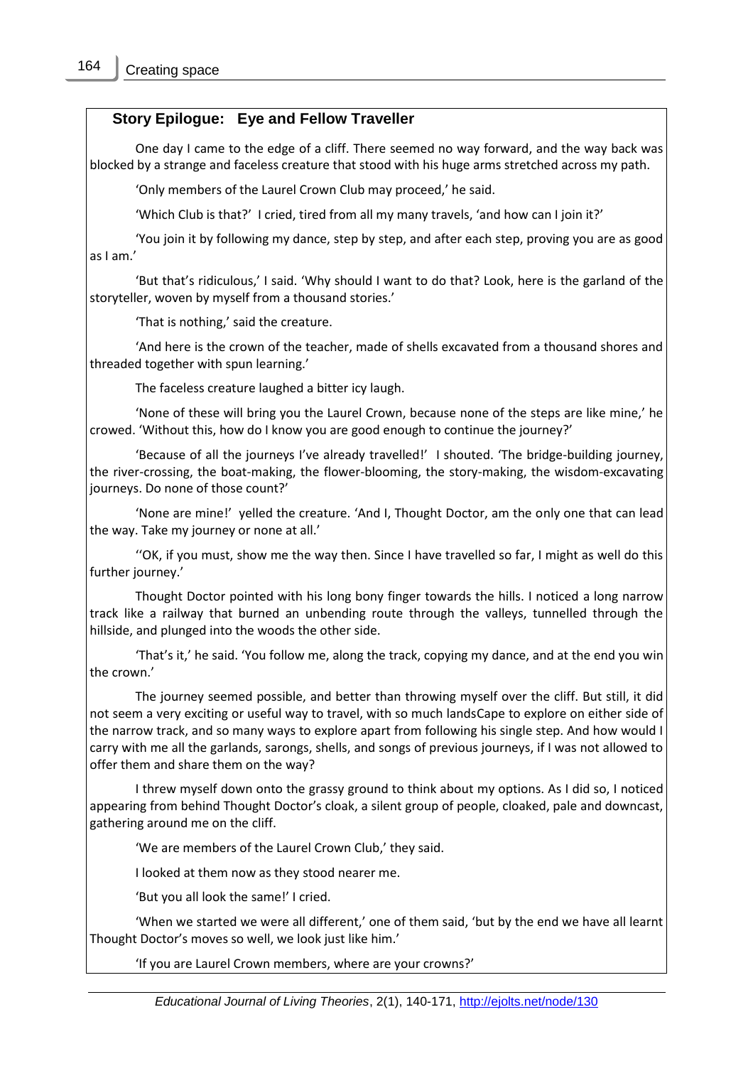### Story Epilogue: Eye and Fellow Traveller

One day I came to the edge of a cliff. There seemed no way forward, and the way back was blocked by a strange and faceless creature that stood with his huge arms stretched across my path.

'Only members of the Laurel Crown Club may proceed,' he said.

'Which Club is that?' I cried, tired from all my many travels, 'and how can I join it?'

'You join it by following my dance, step by step, and after each step, proving you are as good as I am.'

'But that's ridiculous,' I said. 'Why should I want to do that? Look, here is the garland of the storyteller, woven by myself from a thousand stories.'

'That is nothing,' said the creature.

'And here is the crown of the teacher, made of shells excavated from a thousand shores and threaded together with spun learning.'

The faceless creature laughed a bitter icy laugh.

'None of these will bring you the Laurel Crown, because none of the steps are like mine,' he crowed. 'Without this, how do I know you are good enough to continue the journey?'

'Because of all the journeys I've already travelled!' I shouted. 'The bridge-building journey, the river-crossing, the boat-making, the flower-blooming, the story-making, the wisdom-excavating journeys. Do none of those count?'

'None are mine!' yelled the creature. 'And I, Thought Doctor, am the only one that can lead the way. Take my journey or none at all.'

''OK, if you must, show me the way then. Since I have travelled so far, I might as well do this further journey.'

Thought Doctor pointed with his long bony finger towards the hills. I noticed a long narrow track like a railway that burned an unbending route through the valleys, tunnelled through the hillside, and plunged into the woods the other side.

'That's it,' he said. 'You follow me, along the track, copying my dance, and at the end you win the crown.'

The journey seemed possible, and better than throwing myself over the cliff. But still, it did not seem a very exciting or useful way to travel, with so much landsCape to explore on either side of the narrow track, and so many ways to explore apart from following his single step. And how would I carry with me all the garlands, sarongs, shells, and songs of previous journeys, if I was not allowed to offer them and share them on the way?

I threw myself down onto the grassy ground to think about my options. As I did so, I noticed appearing from behind Thought Doctor's cloak, a silent group of people, cloaked, pale and downcast, gathering around me on the cliff.

'We are members of the Laurel Crown Club,' they said.

I looked at them now as they stood nearer me.

'But you all look the same!' I cried.

'When we started we were all different,' one of them said, 'but by the end we have all learnt Thought Doctor's moves so well, we look just like him.'

'If you are Laurel Crown members, where are your crowns?'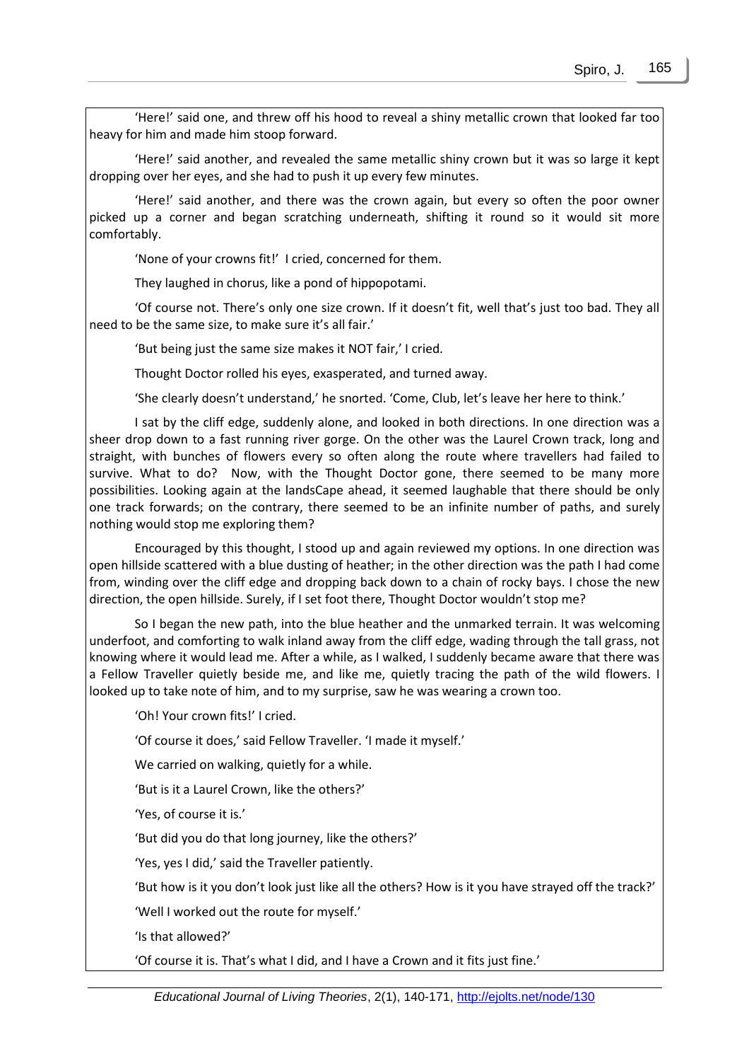'Here!' said one, and threw off his hood to reveal a shiny metallic crown that looked far too heavy for him and made him stoop forward.

'Here!' said another, and revealed the same metallic shiny crown but it was so large it kept dropping over her eyes, and she had to push it up every few minutes.

'Here!' said another, and there was the crown again, but every so often the poor owner picked up a corner and began scratching underneath, shifting it round so it would sit more comfortably.

'None of your crowns fit!' I cried, concerned for them.

They laughed in chorus, like a pond of hippopotami.

'Of course not. There's only one size crown. If it doesn't fit, well that's just too bad. They all need to be the same size, to make sure it's all fair.'

'But being just the same size makes it NOT fair,' I cried.

Thought Doctor rolled his eyes, exasperated, and turned away.

'She clearly doesn't understand,' he snorted. 'Come, Club, let's leave her here to think.'

I sat by the cliff edge, suddenly alone, and looked in both directions. In one direction was a sheer drop down to a fast running river gorge. On the other was the Laurel Crown track, long and straight, with bunches of flowers every so often along the route where travellers had failed to survive. What to do? Now, with the Thought Doctor gone, there seemed to be many more possibilities. Looking again at the landsCape ahead, it seemed laughable that there should be only one track forwards; on the contrary, there seemed to be an infinite number of paths, and surely nothing would stop me exploring them?

Encouraged by this thought, I stood up and again reviewed my options. In one direction was open hillside scattered with a blue dusting of heather; in the other direction was the path I had come from, winding over the cliff edge and dropping back down to a chain of rocky bays. I chose the new direction, the open hillside. Surely, if I set foot there, Thought Doctor wouldn't stop me?

So I began the new path, into the blue heather and the unmarked terrain. It was welcoming underfoot, and comforting to walk inland away from the cliff edge, wading through the tall grass, not knowing where it would lead me. After a while, as I walked, I suddenly became aware that there was a Fellow Traveller quietly beside me, and like me, quietly tracing the path of the wild flowers. I looked up to take note of him, and to my surprise, saw he was wearing a crown too.

'Oh! Your crown fits!' I cried.

'Of course it does,' said Fellow Traveller. 'I made it myself.'

We carried on walking, quietly for a while.

'But is it a Laurel Crown, like the others?'

'Yes, of course it is.'

'But did you do that long journey, like the others?'

'Yes, yes I did,' said the Traveller patiently.

'But how is it you don't look just like all the others? How is it you have strayed off the track?'

'Well I worked out the route for myself.'

'Is that allowed?'

'Of course it is. That's what I did, and I have a Crown and it fits just fine.'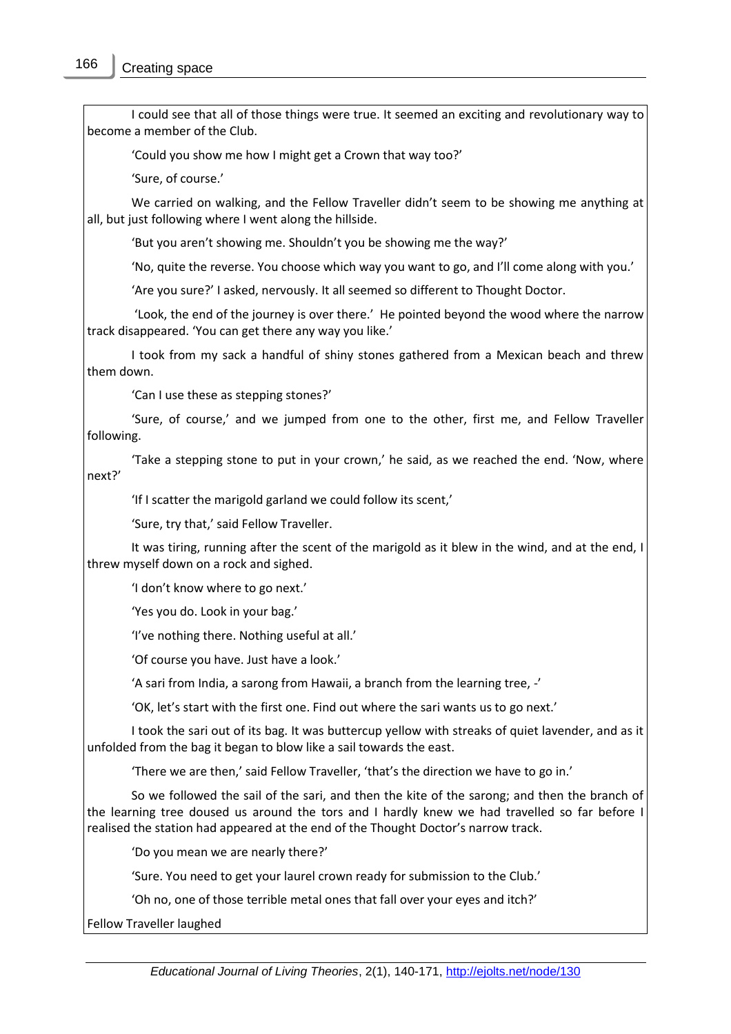I could see that all of those things were true. It seemed an exciting and revolutionary way to become a member of the Club.

'Could you show me how I might get a Crown that way too?'

'Sure, of course.'

We carried on walking, and the Fellow Traveller didn't seem to be showing me anything at all, but just following where I went along the hillside.

'But you aren't showing me. Shouldn't you be showing me the way?'

'No, quite the reverse. You choose which way you want to go, and I'll come along with you.'

'Are you sure?' I asked, nervously. It all seemed so different to Thought Doctor.

'Look, the end of the journey is over there.' He pointed beyond the wood where the narrow track disappeared. 'You can get there any way you like.'

I took from my sack a handful of shiny stones gathered from a Mexican beach and threw them down.

'Can I use these as stepping stones?'

'Sure, of course,' and we jumped from one to the other, first me, and Fellow Traveller following.

'Take a stepping stone to put in your crown,' he said, as we reached the end. 'Now, where next?'

'If I scatter the marigold garland we could follow its scent,'

'Sure, try that,' said Fellow Traveller.

It was tiring, running after the scent of the marigold as it blew in the wind, and at the end, I threw myself down on a rock and sighed.

'I don't know where to go next.'

'Yes you do. Look in your bag.'

'I've nothing there. Nothing useful at all.'

'Of course you have. Just have a look.'

'A sari from India, a sarong from Hawaii, a branch from the learning tree, -'

'OK, let's start with the first one. Find out where the sari wants us to go next.'

I took the sari out of its bag. It was buttercup yellow with streaks of quiet lavender, and as it unfolded from the bag it began to blow like a sail towards the east.

'There we are then,' said Fellow Traveller, 'that's the direction we have to go in.'

So we followed the sail of the sari, and then the kite of the sarong; and then the branch of the learning tree doused us around the tors and I hardly knew we had travelled so far before I realised the station had appeared at the end of the Thought Doctor's narrow track.

'Do you mean we are nearly there?'

'Sure. You need to get your laurel crown ready for submission to the Club.'

'Oh no, one of those terrible metal ones that fall over your eyes and itch?'

Fellow Traveller laughed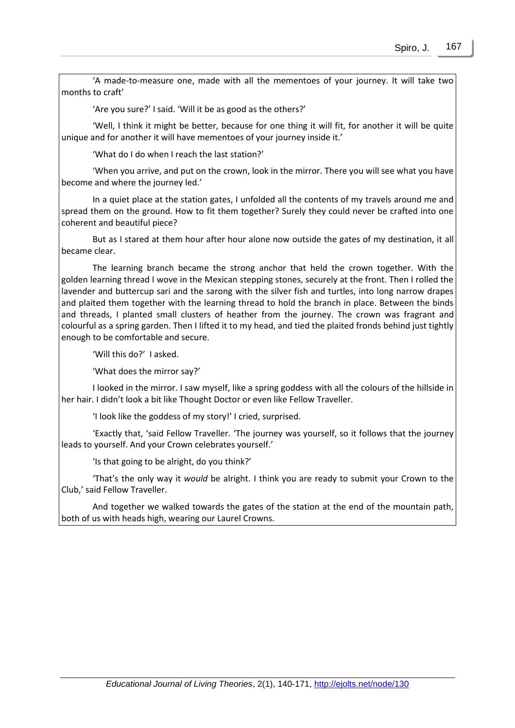'A made-to-measure one, made with all the mementoes of your journey. It will take two months to craft'

'Are you sure?' I said. 'Will it be as good as the others?'

'Well, I think it might be better, because for one thing it will fit, for another it will be quite unique and for another it will have mementoes of your journey inside it.'

'What do I do when I reach the last station?'

'When you arrive, and put on the crown, look in the mirror. There you will see what you have become and where the journey led.'

In a quiet place at the station gates, I unfolded all the contents of my travels around me and spread them on the ground. How to fit them together? Surely they could never be crafted into one coherent and beautiful piece?

But as I stared at them hour after hour alone now outside the gates of my destination, it all became clear.

The learning branch became the strong anchor that held the crown together. With the golden learning thread I wove in the Mexican stepping stones, securely at the front. Then I rolled the lavender and buttercup sari and the sarong with the silver fish and turtles, into long narrow drapes and plaited them together with the learning thread to hold the branch in place. Between the binds and threads, I planted small clusters of heather from the journey. The crown was fragrant and colourful as a spring garden. Then I lifted it to my head, and tied the plaited fronds behind just tightly enough to be comfortable and secure.

'Will this do?' I asked.

'What does the mirror say?'

I looked in the mirror. I saw myself, like a spring goddess with all the colours of the hillside in her hair. I didn't look a bit like Thought Doctor or even like Fellow Traveller.

'I look like the goddess of my story!' I cried, surprised.

'Exactly that, 'said Fellow Traveller. 'The journey was yourself, so it follows that the journey leads to yourself. And your Crown celebrates yourself.'

'Is that going to be alright, do you think?'

'That's the only way it *would* be alright. I think you are ready to submit your Crown to the Club,' said Fellow Traveller.

And together we walked towards the gates of the station at the end of the mountain path, both of us with heads high, wearing our Laurel Crowns.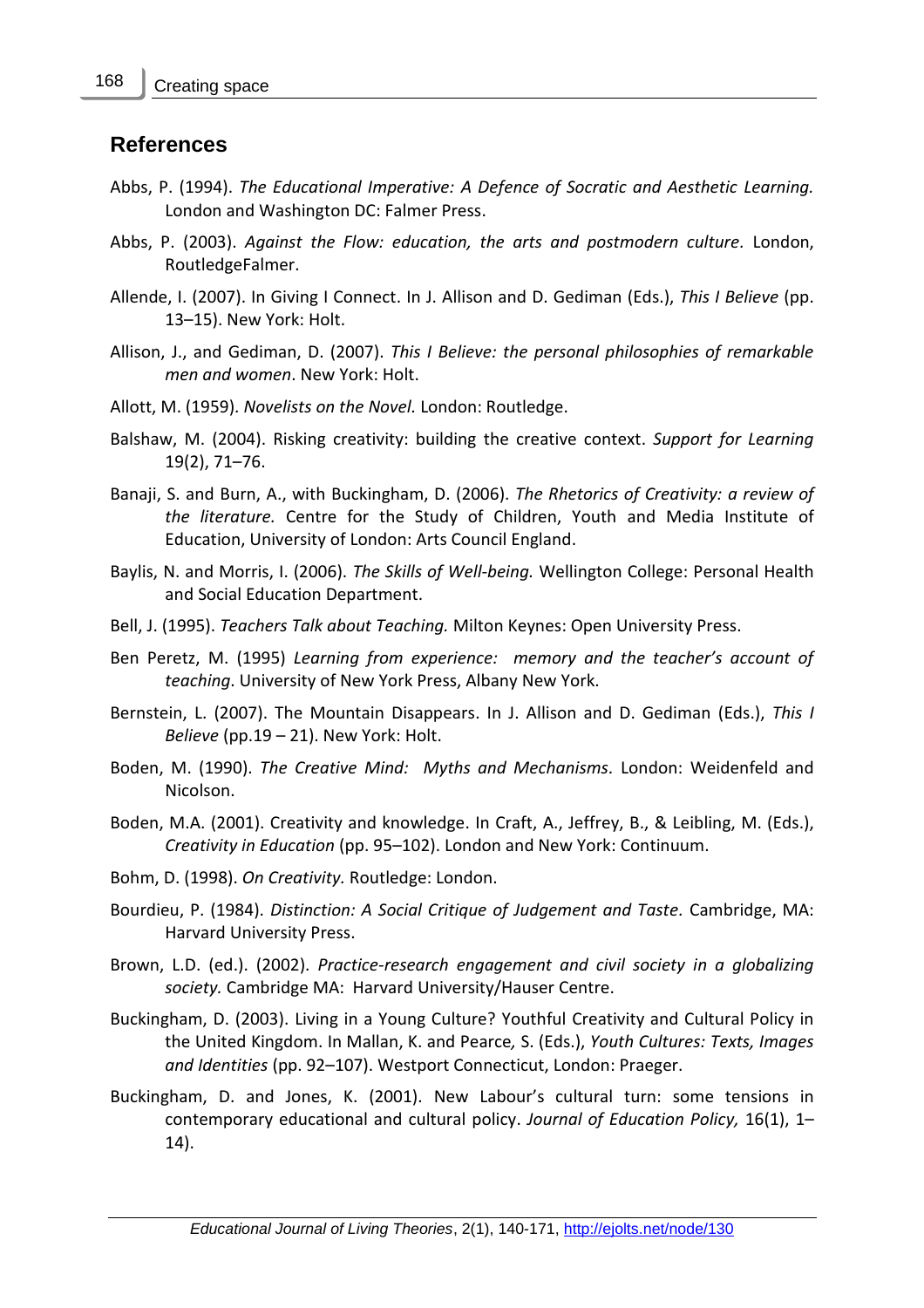## References

Abbs, P. (1994). *The Educational Imperative: A Defence of Socratic and Aesthetic Learning.* London and Washington DC: Falmer Press.

Abbs, P. (2003). *Against the Flow: education, the arts and postmodern culture*. London, RoutledgeFalmer.

Allende, I. (2007). In Giving I Connect. In J. Allison and D. Gediman (Eds.), *This I Believe* (pp. 13–15). New York: Holt.

Allison, J., and Gediman, D. (2007). *This I Believe: the personal philosophies of remarkable men and women*. New York: Holt.

Allott, M. (1959). *Novelists on the Novel.* London: Routledge.

Balshaw, M. (2004). Risking creativity: building the creative context. *Support for Learning* 19(2), 71–76.

Banaji, S. and Burn, A., with Buckingham, D. (2006). *The Rhetorics of Creativity: a review of the literature.* Centre for the Study of Children, Youth and Media Institute of Education, University of London: Arts Council England.

Baylis, N. and Morris, I. (2006). *The Skills of Well-being.* Wellington College: Personal Health and Social Education Department.

Bell, J. (1995). *Teachers Talk about Teaching.* Milton Keynes: Open University Press.

Ben Peretz, M. (1995) *Learning from experience: memory and the teacher's account of teaching*. University of New York Press, Albany New York.

Bernstein, L. (2007). The Mountain Disappears. In J. Allison and D. Gediman (Eds.), *This I Believe* (pp.19 – 21). New York: Holt.

Boden, M. (1990). *The Creative Mind: Myths and Mechanisms*. London: Weidenfeld and Nicolson.

Boden, M.A. (2001). Creativity and knowledge. In Craft, A., Jeffrey, B., & Leibling, M. (Eds.), *Creativity in Education* (pp. 95–102). London and New York: Continuum.

Bohm, D. (1998). *On Creativity*. Routledge: London.

Bourdieu, P. (1984). *Distinction: A Social Critique of Judgement and Taste*. Cambridge, MA: Harvard University Press.

Brown, L.D. (ed.). (2002). *Practice-research engagement and civil society in a globalizing society.* Cambridge MA: Harvard University/Hauser Centre.

Buckingham, D. (2003). Living in a Young Culture? Youthful Creativity and Cultural Policy in the United Kingdom. In Mallan, K. and Pearce*,* S. (Eds.), *Youth Cultures: Texts, Images and Identities* (pp. 92–107). Westport Connecticut, London: Praeger.

Buckingham, D. and Jones, K. (2001). New Labour's cultural turn: some tensions in contemporary educational and cultural policy. *Journal of Education Policy,* 16(1), 1–14).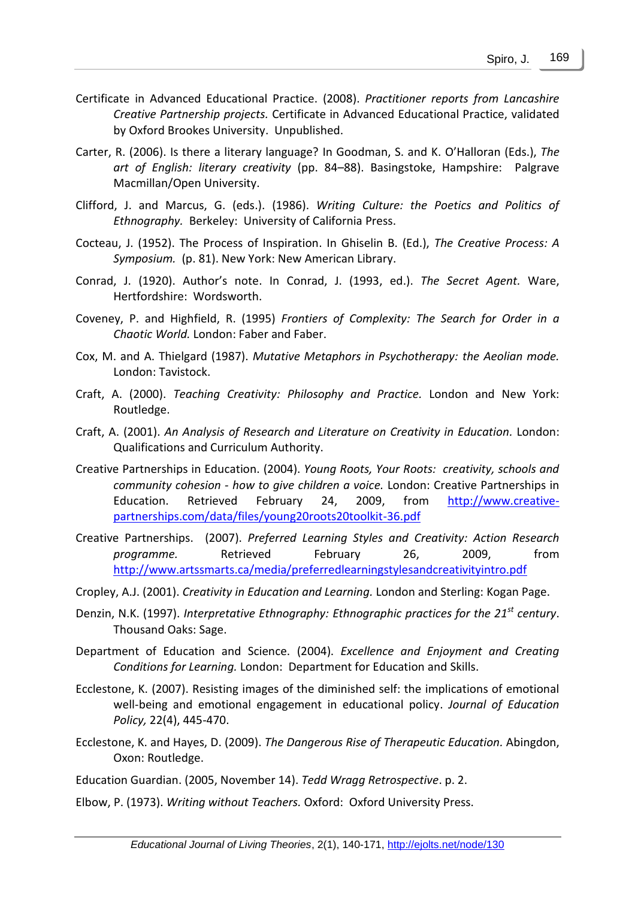Certificate in Advanced Educational Practice. (2008). *Practitioner reports from Lancashire Creative Partnership projects.* Certificate in Advanced Educational Practice, validated by Oxford Brookes University. Unpublished.

Carter, R. (2006). Is there a literary language? In Goodman, S. and K. O'Halloran (Eds.), *The art of English: literary creativity* (pp. 84–88). Basingstoke, Hampshire: Palgrave Macmillan/Open University.

Clifford, J. and Marcus, G. (eds.). (1986). *Writing Culture: the Poetics and Politics of Ethnography.* Berkeley: University of California Press.

Cocteau, J. (1952). The Process of Inspiration. In Ghiselin B. (Ed.), *The Creative Process: A Symposium.* (p. 81). New York: New American Library.

Conrad, J. (1920). Author's note. In Conrad, J. (1993, ed.). *The Secret Agent.* Ware, Hertfordshire: Wordsworth.

Coveney, P. and Highfield, R. (1995) *Frontiers of Complexity: The Search for Order in a Chaotic World.* London: Faber and Faber.

Cox, M. and A. Thielgard (1987). *Mutative Metaphors in Psychotherapy: the Aeolian mode.* London: Tavistock.

Craft, A. (2000). *Teaching Creativity: Philosophy and Practice.* London and New York: Routledge.

Craft, A. (2001). *An Analysis of Research and Literature on Creativity in Education.* London: Qualifications and Curriculum Authority.

Creative Partnerships in Education. (2004). *Young Roots, Your Roots: creativity, schools and community cohesion - how to give children a voice.* London: Creative Partnerships in Education. Retrieved February 24, 2009, from http://www.creative-partnerships.com/data/files/young20roots20toolkit-36.pdf

Creative Partnerships. (2007). *Preferred Learning Styles and Creativity: Action Research programme.* Retrieved February 26, 2009, from http://www.artssmarts.ca/media/preferredlearningstylesandcreativityintro.pdf

Cropley, A.J. (2001). *Creativity in Education and Learning.* London and Sterling: Kogan Page.

Denzin, N.K. (1997). *Interpretative Ethnography: Ethnographic practices for the 21st century*. Thousand Oaks: Sage.

Department of Education and Science. (2004). *Excellence and Enjoyment and Creating Conditions for Learning.* London: Department for Education and Skills.

Ecclestone, K. (2007). Resisting images of the diminished self: the implications of emotional well-being and emotional engagement in educational policy. *Journal of Education Policy,* 22(4), 445-470.

Ecclestone, K. and Hayes, D. (2009). *The Dangerous Rise of Therapeutic Education*. Abingdon, Oxon: Routledge.

Education Guardian. (2005, November 14). *Tedd Wragg Retrospective*. p. 2.

Elbow, P. (1973). *Writing without Teachers.* Oxford: Oxford University Press.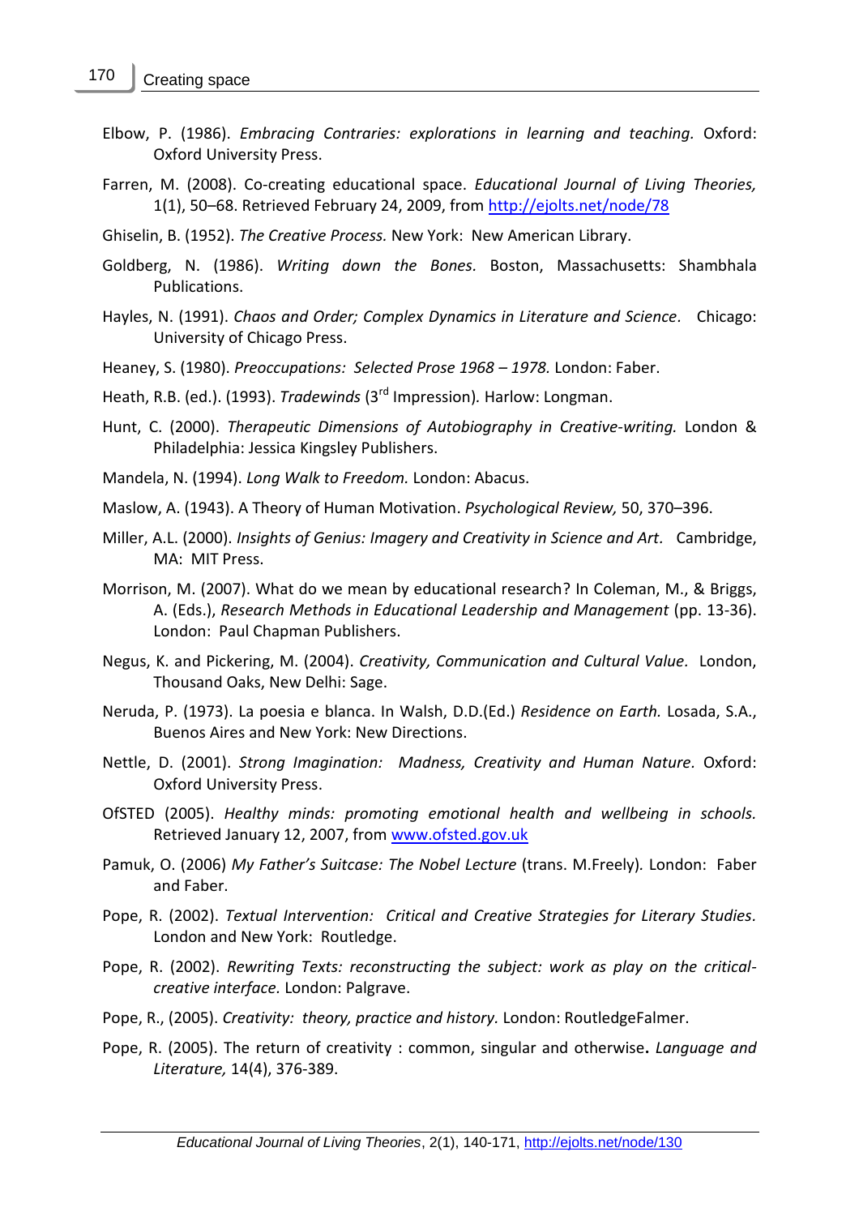Elbow, P. (1986). *Embracing Contraries: explorations in learning and teaching.* Oxford: Oxford University Press.

Farren, M. (2008). Co-creating educational space. *Educational Journal of Living Theories,* 1(1), 50–68. Retrieved February 24, 2009, from http://ejolts.net/node/78

Ghiselin, B. (1952). *The Creative Process.* New York: New American Library.

Goldberg, N. (1986). *Writing down the Bones.* Boston, Massachusetts: Shambhala Publications.

Hayles, N. (1991). *Chaos and Order; Complex Dynamics in Literature and Science*. Chicago: University of Chicago Press.

Heaney, S. (1980). *Preoccupations: Selected Prose 1968 – 1978.* London: Faber.

Heath, R.B. (ed.). (1993). *Tradewinds* (3rd Impression)*.* Harlow: Longman.

Hunt, C. (2000). *Therapeutic Dimensions of Autobiography in Creative-writing.* London & Philadelphia: Jessica Kingsley Publishers.

Mandela, N. (1994). *Long Walk to Freedom.* London: Abacus.

Maslow, A. (1943). A Theory of Human Motivation. *Psychological Review,* 50, 370–396.

Miller, A.L. (2000). *Insights of Genius: Imagery and Creativity in Science and Art.* Cambridge, MA: MIT Press.

Morrison, M. (2007). What do we mean by educational research? In Coleman, M., & Briggs, A. (Eds.), *Research Methods in Educational Leadership and Management* (pp. 13-36). London: Paul Chapman Publishers.

Negus, K. and Pickering, M. (2004). *Creativity, Communication and Cultural Value.* London, Thousand Oaks, New Delhi: Sage.

Neruda, P. (1973). La poesia e blanca. In Walsh, D.D.(Ed.) *Residence on Earth.* Losada, S.A., Buenos Aires and New York: New Directions.

Nettle, D. (2001). *Strong Imagination: Madness, Creativity and Human Nature.* Oxford: Oxford University Press.

OfSTED (2005). *Healthy minds: promoting emotional health and wellbeing in schools.* Retrieved January 12, 2007, from www.ofsted.gov.uk

Pamuk, O. (2006) *My Father's Suitcase: The Nobel Lecture* (trans. M.Freely)*.* London: Faber and Faber.

Pope, R. (2002). *Textual Intervention: Critical and Creative Strategies for Literary Studies.* London and New York: Routledge.

Pope, R. (2002). *Rewriting Texts: reconstructing the subject: work as play on the critical-creative interface.* London: Palgrave.

Pope, R., (2005). *Creativity: theory, practice and history.* London: RoutledgeFalmer.

Pope, R. (2005). The return of creativity : common, singular and otherwise**.** *Language and Literature,* 14(4), 376-389.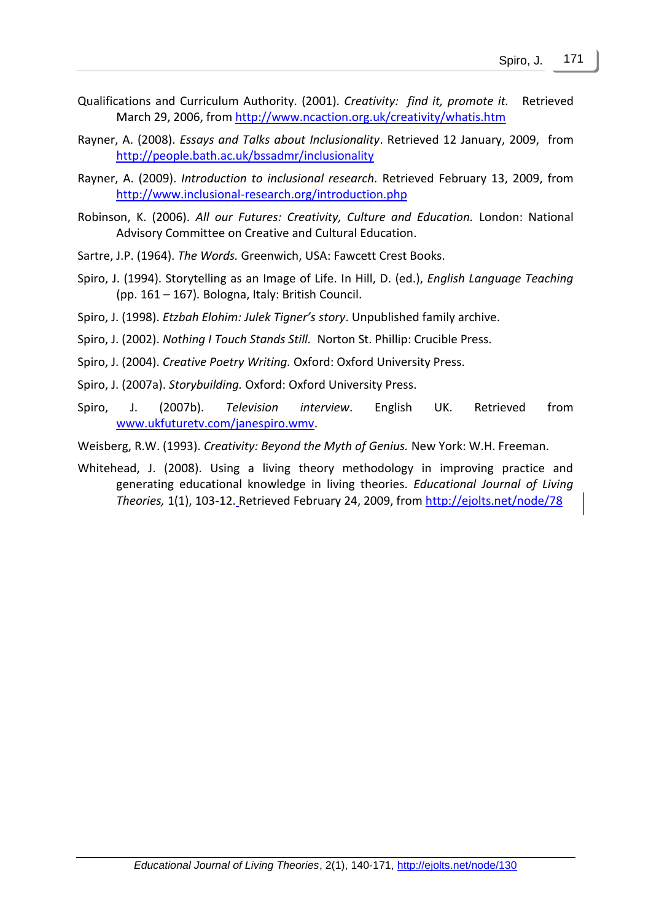Qualifications and Curriculum Authority. (2001). *Creativity: find it, promote it.* Retrieved March 29, 2006, from http://www.ncaction.org.uk/creativity/whatis.htm

Rayner, A. (2008). *Essays and Talks about Inclusionality*. Retrieved 12 January, 2009, from http://people.bath.ac.uk/bssadmr/inclusionality

Rayner, A. (2009). *Introduction to inclusional research.* Retrieved February 13, 2009, from http://www.inclusional-research.org/introduction.php

Robinson, K. (2006). *All our Futures: Creativity, Culture and Education.* London: National Advisory Committee on Creative and Cultural Education.

Sartre, J.P. (1964). *The Words.* Greenwich, USA: Fawcett Crest Books.

Spiro, J. (1994). Storytelling as an Image of Life. In Hill, D. (ed.), *English Language Teaching* (pp. 161 – 167). Bologna, Italy: British Council.

Spiro, J. (1998). *Etzbah Elohim: Julek Tigner's story*. Unpublished family archive.

Spiro, J. (2002). *Nothing I Touch Stands Still.* Norton St. Phillip: Crucible Press.

Spiro, J. (2004). *Creative Poetry Writing.* Oxford: Oxford University Press.

Spiro, J. (2007a). *Storybuilding.* Oxford: Oxford University Press.

Spiro, J. (2007b). *Television interview*. English UK. Retrieved from www.ukfuturetv.com/janespiro.wmv.

Weisberg, R.W. (1993). *Creativity: Beyond the Myth of Genius.* New York: W.H. Freeman.

Whitehead, J. (2008). Using a living theory methodology in improving practice and generating educational knowledge in living theories. *Educational Journal of Living Theories,* 1(1), 103-12. Retrieved February 24, 2009, from http://ejolts.net/node/78